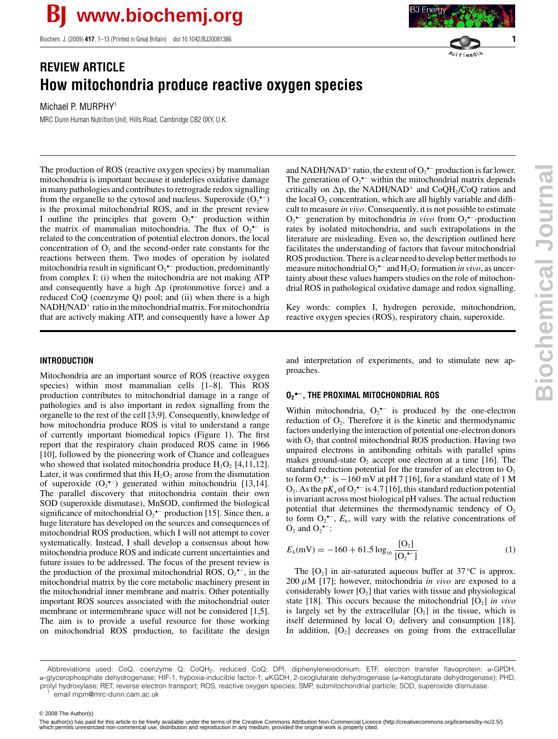# REVIEW ARTICLE

# How mitochondria produce reactive oxygen species

Michael P. MURPHY[1]

MRC Dunn Human Nutrition Unit, Hills Road, Cambridge CB2 0XY, U.K.

The production of ROS (reactive oxygen species) by mammalian mitochondria is important because it underlies oxidative damage in many pathologies and contributes to retrograde redox signalling from the organelle to the cytosol and nucleus. Superoxide ($O_2^{\bullet-}$) is the proximal mitochondrial ROS, and in the present review I outline the principles that govern $O_2^{\bullet-}$ production within the matrix of mammalian mitochondria. The flux of $O_2^{\bullet-}$ is related to the concentration of potential electron donors, the local concentration of $O_2$ and the second-order rate constants for the reactions between them. Two modes of operation by isolated mitochondria result in significant $O_2^{\bullet-}$ production, predominantly from complex I: (i) when the mitochondria are not making ATP and consequently have a high $\Delta p$ (protonmotive force) and a reduced CoQ (coenzyme Q) pool; and (ii) when there is a high $NADH/NAD^+$ ratio in the mitochondrial matrix. For mitochondria that are actively making ATP, and consequently have a lower $\Delta p$ and $NADH/NAD^+$ ratio, the extent of $O_2^{\bullet-}$ production is far lower. The generation of $O_2^{\bullet-}$ within the mitochondrial matrix depends critically on $\Delta p$, the $NADH/NAD^+$ and $CoQH_2/CoQ$ ratios and the local $O_2$ concentration, which are all highly variable and difficult to measure *in vivo*. Consequently, it is not possible to estimate $O_2^{\bullet-}$ generation by mitochondria *in vivo* from $O_2^{\bullet-}$-production rates by isolated mitochondria, and such extrapolations in the literature are misleading. Even so, the description outlined here facilitates the understanding of factors that favour mitochondrial ROS production. There is a clear need to develop better methods to measure mitochondrial $O_2^{\bullet-}$ and $H_2O_2$ formation *in vivo*, as uncertainty about these values hampers studies on the role of mitochondrial ROS in pathological oxidative damage and redox signalling.

Key words: complex I, hydrogen peroxide, mitochondrion, reactive oxygen species (ROS), respiratory chain, superoxide.

## INTRODUCTION

Mitochondria are an important source of ROS (reactive oxygen species) within most mammalian cells [1–8]. This ROS production contributes to mitochondrial damage in a range of pathologies and is also important in redox signalling from the organelle to the rest of the cell [3,9]. Consequently, knowledge of how mitochondria produce ROS is vital to understand a range of currently important biomedical topics (Figure 1). The first report that the respiratory chain produced ROS came in 1966 [10], followed by the pioneering work of Chance and colleagues who showed that isolated mitochondria produce $H_2O_2$ [4,11,12]. Later, it was confirmed that this $H_2O_2$ arose from the dismutation of superoxide ($O_2^{\bullet-}$) generated within mitochondria [13,14]. The parallel discovery that mitochondria contain their own SOD (superoxide dismutase), MnSOD, confirmed the biological significance of mitochondrial $O_2^{\bullet-}$ production [15]. Since then, a huge literature has developed on the sources and consequences of mitochondrial ROS production, which I will not attempt to cover systematically. Instead, I shall develop a consensus about how mitochondria produce ROS and indicate current uncertainties and future issues to be addressed. The focus of the present review is the production of the proximal mitochondrial ROS, $O_2^{\bullet-}$, in the mitochondrial matrix by the core metabolic machinery present in the mitochondrial inner membrane and matrix. Other potentially important ROS sources associated with the mitochondrial outer membrane or intermembrane space will not be considered [1,5]. The aim is to provide a useful resource for those working on mitochondrial ROS production, to facilitate the design and interpretation of experiments, and to stimulate new approaches.

## $O_2^{\bullet-}$, THE PROXIMAL MITOCHONDRIAL ROS

Within mitochondria, $O_2^{\bullet-}$ is produced by the one-electron reduction of $O_2$. Therefore it is the kinetic and thermodynamic factors underlying the interaction of potential one-electron donors with $O_2$ that control mitochondrial ROS production. Having two unpaired electrons in antibonding orbitals with parallel spins makes ground-state $O_2$ accept one electron at a time [16]. The standard reduction potential for the transfer of an electron to $O_2$ to form $O_2^{\bullet-}$ is −160 mV at pH 7 [16], for a standard state of 1 M $O_2$. As the p$K_a$ of $O_2^{\bullet-}$ is 4.7 [16], this standard reduction potential is invariant across most biological pH values. The actual reduction potential that determines the thermodynamic tendency of $O_2$ to form $O_2^{\bullet-}$, $E_h$, will vary with the relative concentrations of $O_2$ and $O_2^{\bullet-}$:

$$E_h(\text{mV}) = -160 + 61.5\log_{10}\frac{[O_2]}{[O_2^{\bullet-}]} \tag{1}$$

The $[O_2]$ in air-saturated aqueous buffer at 37 °C is approx. 200 μM [17]; however, mitochondria *in vivo* are exposed to a considerably lower $[O_2]$ that varies with tissue and physiological state [18]. This occurs because the mitochondrial $[O_2]$ *in vivo* is largely set by the extracellular $[O_2]$ in the tissue, which is itself determined by local $O_2$ delivery and consumption [18]. In addition, $[O_2]$ decreases on going from the extracellular

Abbreviations used: CoQ, coenzyme Q; $CoQH_2$, reduced CoQ; DPI, diphenyleneiodonium; ETF, electron transfer flavoprotein; α-GPDH, α-glycerophosphate dehydrogenase; HIF-1, hypoxia-inducible factor-1; αKGDH, 2-oxoglutarate dehydrogenase (α-ketoglutarate dehydrogenase); PHD, prolyl hydroxylase; RET, reverse electron transport; ROS, reactive oxygen species; SMP, submitochondrial particle; SOD, superoxide dismutase.

[1] email mpm@mrc-dunn.cam.ac.uk

© 2008 The Author(s)

The author(s) has paid for this article to be freely available under the terms of the Creative Commons Attribution Non-Commercial Licence (http://creativecommons.org/licenses/by-nc/2.5/) which permits unrestricted non-commerical use, distribution and reproduction in any medium, provided the original work is properly cited.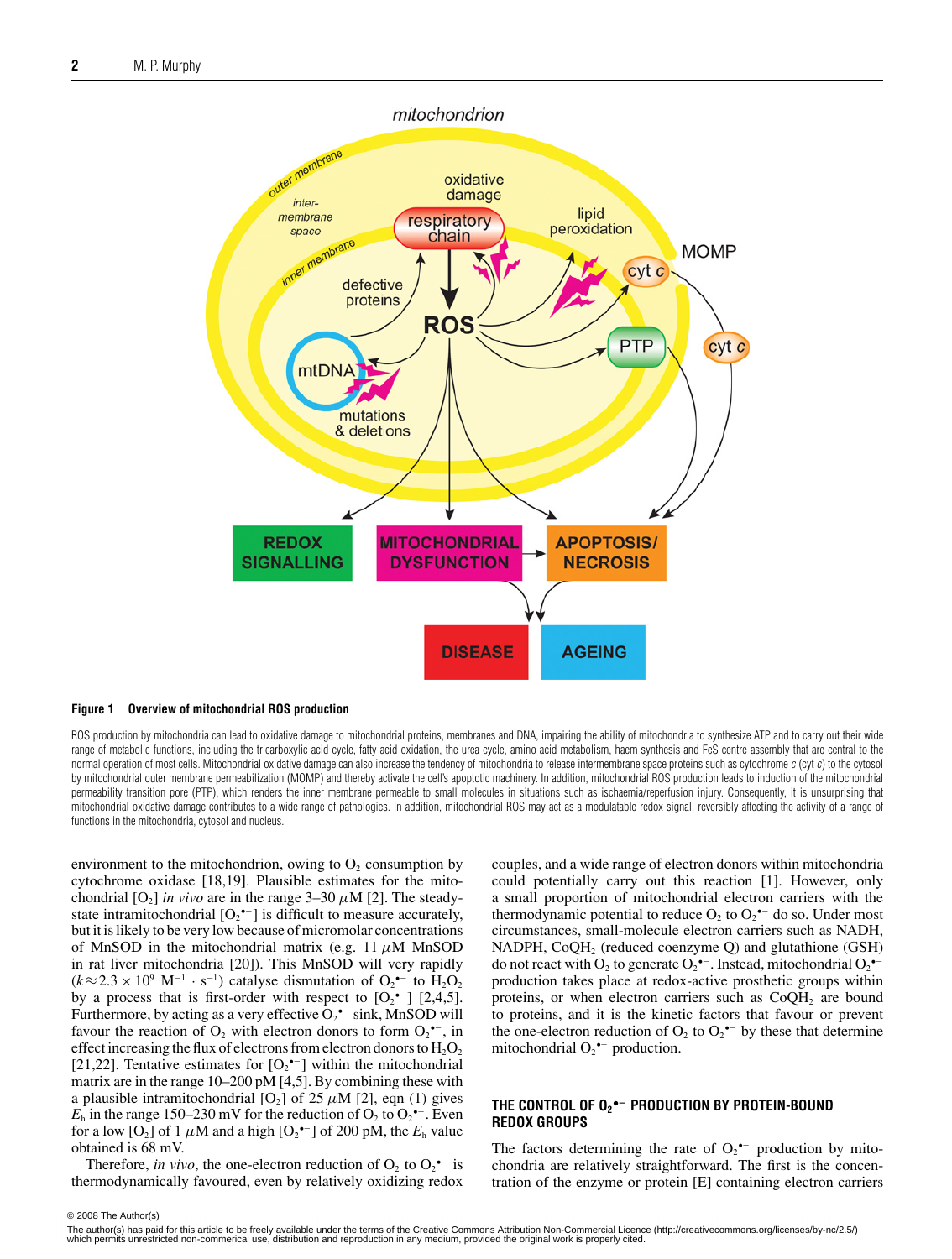**Figure 1 Overview of mitochondrial ROS production**

ROS production by mitochondria can lead to oxidative damage to mitochondrial proteins, membranes and DNA, impairing the ability of mitochondria to synthesize ATP and to carry out their wide range of metabolic functions, including the tricarboxylic acid cycle, fatty acid oxidation, the urea cycle, amino acid metabolism, haem synthesis and FeS centre assembly that are central to the normal operation of most cells. Mitochondrial oxidative damage can also increase the tendency of mitochondria to release intermembrane space proteins such as cytochrome *c* (cyt *c*) to the cytosol by mitochondrial outer membrane permeabilization (MOMP) and thereby activate the cell's apoptotic machinery. In addition, mitochondrial ROS production leads to induction of the mitochondrial permeability transition pore (PTP), which renders the inner membrane permeable to small molecules in situations such as ischaemia/reperfusion injury. Consequently, it is unsurprising that mitochondrial oxidative damage contributes to a wide range of pathologies. In addition, mitochondrial ROS may act as a modulatable redox signal, reversibly affecting the activity of a range of functions in the mitochondria, cytosol and nucleus.

environment to the mitochondrion, owing to $O_2$ consumption by cytochrome oxidase [18,19]. Plausible estimates for the mitochondrial $[O_2]$ *in vivo* are in the range 3–30 $\mu$M [2]. The steady-state intramitochondrial $[O_2^{\bullet-}]$ is difficult to measure accurately, but it is likely to be very low because of micromolar concentrations of MnSOD in the mitochondrial matrix (e.g. 11 $\mu$M MnSOD in rat liver mitochondria [20]). This MnSOD will very rapidly ($k \approx 2.3 \times 10^9$ $M^{-1} \cdot s^{-1}$) catalyse dismutation of $O_2^{\bullet-}$ to $H_2O_2$ by a process that is first-order with respect to $[O_2^{\bullet-}]$ [2,4,5]. Furthermore, by acting as a very effective $O_2^{\bullet-}$ sink, MnSOD will favour the reaction of $O_2$ with electron donors to form $O_2^{\bullet-}$, in effect increasing the flux of electrons from electron donors to $H_2O_2$ [21,22]. Tentative estimates for $[O_2^{\bullet-}]$ within the mitochondrial matrix are in the range 10–200 pM [4,5]. By combining these with a plausible intramitochondrial $[O_2]$ of 25 $\mu$M [2], eqn (1) gives $E_h$ in the range 150–230 mV for the reduction of $O_2$ to $O_2^{\bullet-}$. Even for a low $[O_2]$ of 1 $\mu$M and a high $[O_2^{\bullet-}]$ of 200 pM, the $E_h$ value obtained is 68 mV.

Therefore, *in vivo*, the one-electron reduction of $O_2$ to $O_2^{\bullet-}$ is thermodynamically favoured, even by relatively oxidizing redox couples, and a wide range of electron donors within mitochondria could potentially carry out this reaction [1]. However, only a small proportion of mitochondrial electron carriers with the thermodynamic potential to reduce $O_2$ to $O_2^{\bullet-}$ do so. Under most circumstances, small-molecule electron carriers such as NADH, NADPH, $CoQH_2$ (reduced coenzyme Q) and glutathione (GSH) do not react with $O_2$ to generate $O_2^{\bullet-}$. Instead, mitochondrial $O_2^{\bullet-}$ production takes place at redox-active prosthetic groups within proteins, or when electron carriers such as $CoQH_2$ are bound to proteins, and it is the kinetic factors that favour or prevent the one-electron reduction of $O_2$ to $O_2^{\bullet-}$ by these that determine mitochondrial $O_2^{\bullet-}$ production.

## THE CONTROL OF $O_2^{\bullet-}$ PRODUCTION BY PROTEIN-BOUND REDOX GROUPS

The factors determining the rate of $O_2^{\bullet-}$ production by mitochondria are relatively straightforward. The first is the concentration of the enzyme or protein [E] containing electron carriers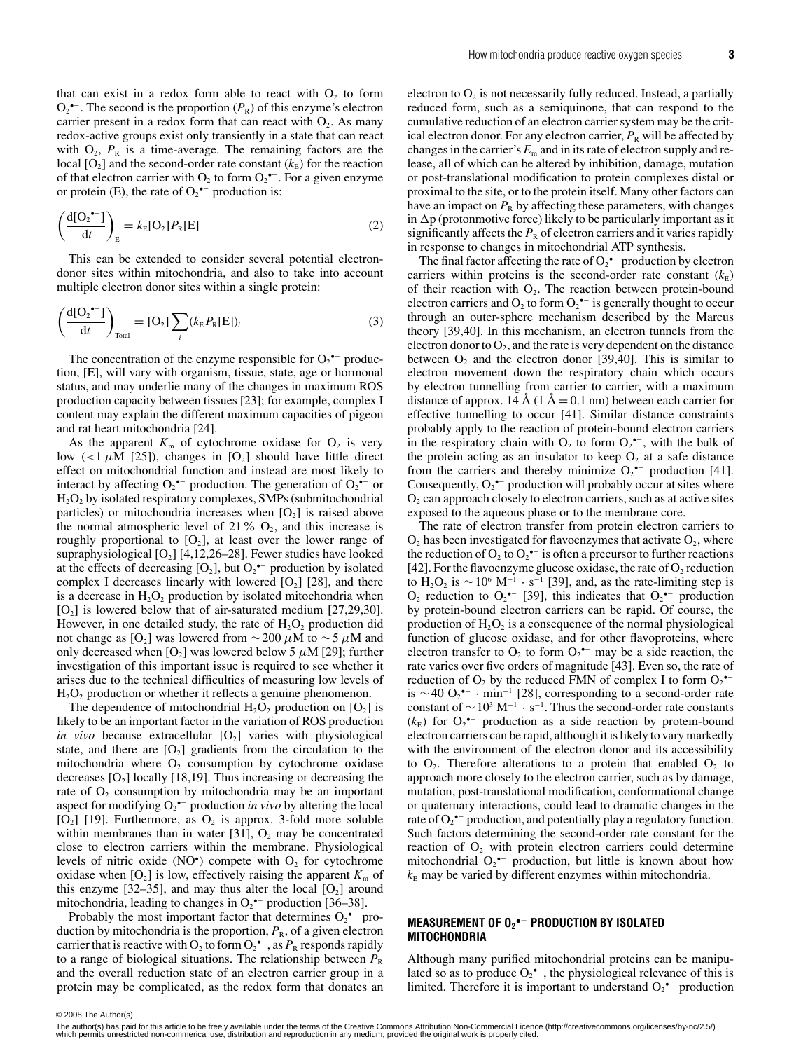that can exist in a redox form able to react with $O_2$ to form $O_2^{\bullet-}$. The second is the proportion ($P_R$) of this enzyme's electron carrier present in a redox form that can react with $O_2$. As many redox-active groups exist only transiently in a state that can react with $O_2$, $P_R$ is a time-average. The remaining factors are the local $[O_2]$ and the second-order rate constant ($k_E$) for the reaction of that electron carrier with $O_2$ to form $O_2^{\bullet-}$. For a given enzyme or protein (E), the rate of $O_2^{\bullet-}$ production is:

$$\left(\frac{d[O_2^{\bullet-}]}{dt}\right)_E = k_E[O_2]P_R[E] \tag{2}$$

This can be extended to consider several potential electron-donor sites within mitochondria, and also to take into account multiple electron donor sites within a single protein:

$$\left(\frac{d[O_2^{\bullet-}]}{dt}\right)_{Total} = [O_2]\sum_i (k_E P_R[E])_i \tag{3}$$

The concentration of the enzyme responsible for $O_2^{\bullet-}$ production, [E], will vary with organism, tissue, state, age or hormonal status, and may underlie many of the changes in maximum ROS production capacity between tissues [23]; for example, complex I content may explain the different maximum capacities of pigeon and rat heart mitochondria [24].

As the apparent $K_m$ of cytochrome oxidase for $O_2$ is very low ($<1\ \mu$M [25]), changes in $[O_2]$ should have little direct effect on mitochondrial function and instead are most likely to interact by affecting $O_2^{\bullet-}$ production. The generation of $O_2^{\bullet-}$ or $H_2O_2$ by isolated respiratory complexes, SMPs (submitochondrial particles) or mitochondria increases when $[O_2]$ is raised above the normal atmospheric level of 21 % $O_2$, and this increase is roughly proportional to $[O_2]$, at least over the lower range of supraphysiological $[O_2]$ [4,12,26–28]. Fewer studies have looked at the effects of decreasing $[O_2]$, but $O_2^{\bullet-}$ production by isolated complex I decreases linearly with lowered $[O_2]$ [28], and there is a decrease in $H_2O_2$ production by isolated mitochondria when $[O_2]$ is lowered below that of air-saturated medium [27,29,30]. However, in one detailed study, the rate of $H_2O_2$ production did not change as $[O_2]$ was lowered from $\sim 200\ \mu$M to $\sim 5\ \mu$M and only decreased when $[O_2]$ was lowered below 5 $\mu$M [29]; further investigation of this important issue is required to see whether it arises due to the technical difficulties of measuring low levels of $H_2O_2$ production or whether it reflects a genuine phenomenon.

The dependence of mitochondrial $H_2O_2$ production on $[O_2]$ is likely to be an important factor in the variation of ROS production *in vivo* because extracellular $[O_2]$ varies with physiological state, and there are $[O_2]$ gradients from the circulation to the mitochondria where $O_2$ consumption by cytochrome oxidase decreases $[O_2]$ locally [18,19]. Thus increasing or decreasing the rate of $O_2$ consumption by mitochondria may be an important aspect for modifying $O_2^{\bullet-}$ production *in vivo* by altering the local $[O_2]$ [19]. Furthermore, as $O_2$ is approx. 3-fold more soluble within membranes than in water [31], $O_2$ may be concentrated close to electron carriers within the membrane. Physiological levels of nitric oxide ($NO^{\bullet}$) compete with $O_2$ for cytochrome oxidase when $[O_2]$ is low, effectively raising the apparent $K_m$ of this enzyme [32–35], and may thus alter the local $[O_2]$ around mitochondria, leading to changes in $O_2^{\bullet-}$ production [36–38].

Probably the most important factor that determines $O_2^{\bullet-}$ production by mitochondria is the proportion, $P_R$, of a given electron carrier that is reactive with $O_2$ to form $O_2^{\bullet-}$, as $P_R$ responds rapidly to a range of biological situations. The relationship between $P_R$ and the overall reduction state of an electron carrier group in a protein may be complicated, as the redox form that donates an electron to $O_2$ is not necessarily fully reduced. Instead, a partially reduced form, such as a semiquinone, that can respond to the cumulative reduction of an electron carrier system may be the critical electron donor. For any electron carrier, $P_R$ will be affected by changes in the carrier's $E_m$ and in its rate of electron supply and release, all of which can be altered by inhibition, damage, mutation or post-translational modification to protein complexes distal or proximal to the site, or to the protein itself. Many other factors can have an impact on $P_R$ by affecting these parameters, with changes in $\Delta p$ (protonmotive force) likely to be particularly important as it significantly affects the $P_R$ of electron carriers and it varies rapidly in response to changes in mitochondrial ATP synthesis.

The final factor affecting the rate of $O_2^{\bullet-}$ production by electron carriers within proteins is the second-order rate constant ($k_E$) of their reaction with $O_2$. The reaction between protein-bound electron carriers and $O_2$ to form $O_2^{\bullet-}$ is generally thought to occur through an outer-sphere mechanism described by the Marcus theory [39,40]. In this mechanism, an electron tunnels from the electron donor to $O_2$, and the rate is very dependent on the distance between $O_2$ and the electron donor [39,40]. This is similar to electron movement down the respiratory chain which occurs by electron tunnelling from carrier to carrier, with a maximum distance of approx. 14 Å (1 Å = 0.1 nm) between each carrier for effective tunnelling to occur [41]. Similar distance constraints probably apply to the reaction of protein-bound electron carriers in the respiratory chain with $O_2$ to form $O_2^{\bullet-}$, with the bulk of the protein acting as an insulator to keep $O_2$ at a safe distance from the carriers and thereby minimize $O_2^{\bullet-}$ production [41]. Consequently, $O_2^{\bullet-}$ production will probably occur at sites where $O_2$ can approach closely to electron carriers, such as at active sites exposed to the aqueous phase or to the membrane core.

The rate of electron transfer from protein electron carriers to $O_2$ has been investigated for flavoenzymes that activate $O_2$, where the reduction of $O_2$ to $O_2^{\bullet-}$ is often a precursor to further reactions [42]. For the flavoenzyme glucose oxidase, the rate of $O_2$ reduction to $H_2O_2$ is $\sim 10^6\ M^{-1} \cdot s^{-1}$ [39], and, as the rate-limiting step is $O_2$ reduction to $O_2^{\bullet-}$ [39], this indicates that $O_2^{\bullet-}$ production by protein-bound electron carriers can be rapid. Of course, the production of $H_2O_2$ is a consequence of the normal physiological function of glucose oxidase, and for other flavoproteins, where electron transfer to $O_2$ to form $O_2^{\bullet-}$ may be a side reaction, the rate varies over five orders of magnitude [43]. Even so, the rate of reduction of $O_2$ by the reduced FMN of complex I to form $O_2^{\bullet-}$ is $\sim 40\ O_2^{\bullet-} \cdot min^{-1}$ [28], corresponding to a second-order rate constant of $\sim 10^3\ M^{-1} \cdot s^{-1}$. Thus the second-order rate constants ($k_E$) for $O_2^{\bullet-}$ production as a side reaction by protein-bound electron carriers can be rapid, although it is likely to vary markedly with the environment of the electron donor and its accessibility to $O_2$. Therefore alterations to a protein that enabled $O_2$ to approach more closely to the electron carrier, such as by damage, mutation, post-translational modification, conformational change or quaternary interactions, could lead to dramatic changes in the rate of $O_2^{\bullet-}$ production, and potentially play a regulatory function. Such factors determining the second-order rate constant for the reaction of $O_2$ with protein electron carriers could determine mitochondrial $O_2^{\bullet-}$ production, but little is known about how $k_E$ may be varied by different enzymes within mitochondria.

## MEASUREMENT OF $O_2^{\bullet-}$ PRODUCTION BY ISOLATED MITOCHONDRIA

Although many purified mitochondrial proteins can be manipulated so as to produce $O_2^{\bullet-}$, the physiological relevance of this is limited. Therefore it is important to understand $O_2^{\bullet-}$ production

© 2008 The Author(s)

The author(s) has paid for this article to be freely available under the terms of the Creative Commons Attribution Non-Commercial Licence (http://creativecommons.org/licenses/by-nc/2.5/) which permits unrestricted non-commerical use, distribution and reproduction in any medium, provided the original work is properly cited.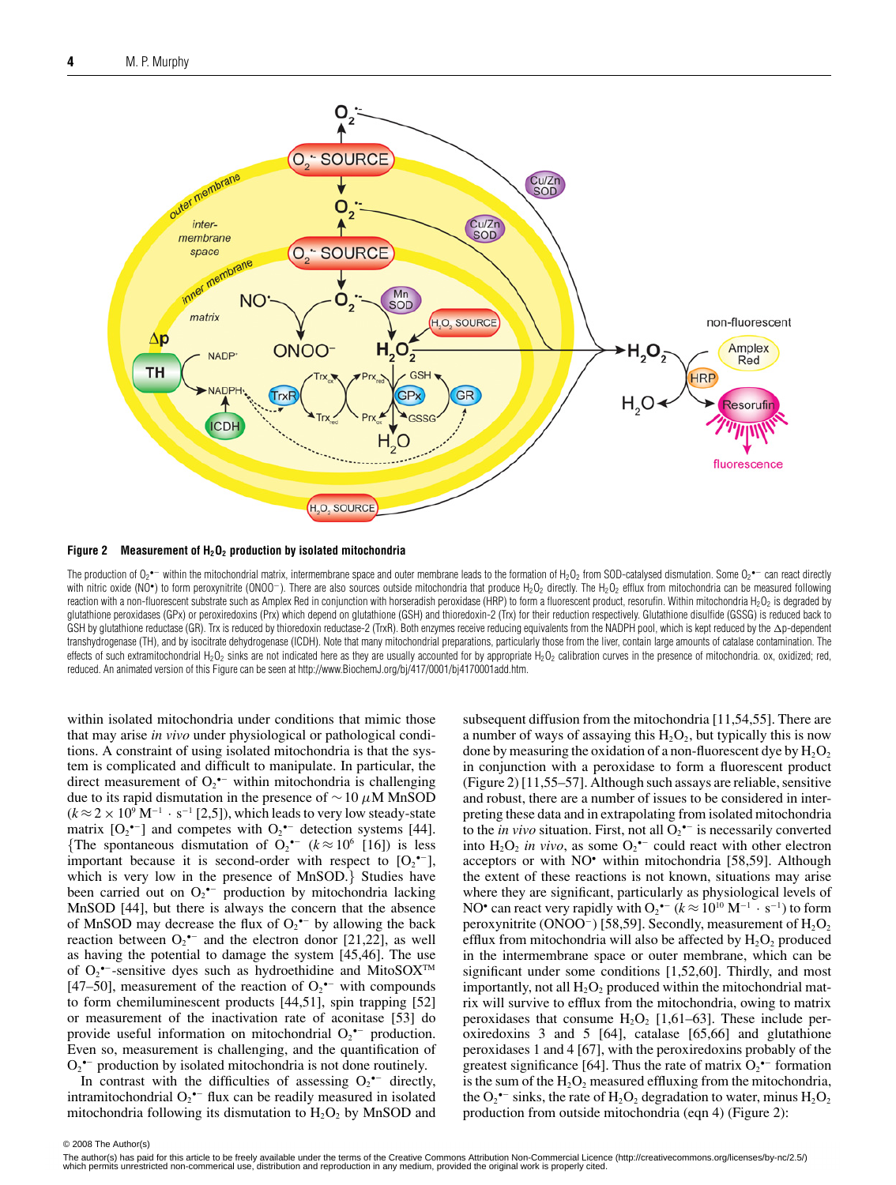**Figure 2 Measurement of $H_2O_2$ production by isolated mitochondria**

The production of $O_2^{\bullet-}$ within the mitochondrial matrix, intermembrane space and outer membrane leads to the formation of $H_2O_2$ from SOD-catalysed dismutation. Some $O_2^{\bullet-}$ can react directly with nitric oxide ($NO^{\bullet}$) to form peroxynitrite ($ONOO^-$). There are also sources outside mitochondria that produce $H_2O_2$ directly. The $H_2O_2$ efflux from mitochondria can be measured following reaction with a non-fluorescent substrate such as Amplex Red in conjunction with horseradish peroxidase (HRP) to form a fluorescent product, resorufin. Within mitochondria $H_2O_2$ is degraded by glutathione peroxidases (GPx) or peroxiredoxins (Prx) which depend on glutathione (GSH) and thioredoxin-2 (Trx) for their reduction respectively. Glutathione disulfide (GSSG) is reduced back to GSH by glutathione reductase (GR). Trx is reduced by thioredoxin reductase-2 (TrxR). Both enzymes receive reducing equivalents from the NADPH pool, which is kept reduced by the $\Delta p$-dependent transhydrogenase (TH), and by isocitrate dehydrogenase (ICDH). Note that many mitochondrial preparations, particularly those from the liver, contain large amounts of catalase contamination. The effects of such extramitochondrial $H_2O_2$ sinks are not indicated here as they are usually accounted for by appropriate $H_2O_2$ calibration curves in the presence of mitochondria. ox, oxidized; red, reduced. An animated version of this Figure can be seen at http://www.BiochemJ.org/bj/417/0001/bj4170001add.htm.

within isolated mitochondria under conditions that mimic those that may arise *in vivo* under physiological or pathological conditions. A constraint of using isolated mitochondria is that the system is complicated and difficult to manipulate. In particular, the direct measurement of $O_2^{\bullet-}$ within mitochondria is challenging due to its rapid dismutation in the presence of $\sim 10\ \mu M$ MnSOD ($k \approx 2 \times 10^9\ M^{-1} \cdot s^{-1}$ [2,5]), which leads to very low steady-state matrix [$O_2^{\bullet-}$] and competes with $O_2^{\bullet-}$ detection systems [44]. {The spontaneous dismutation of $O_2^{\bullet-}$ ($k \approx 10^6$ [16]) is less important because it is second-order with respect to [$O_2^{\bullet-}$], which is very low in the presence of MnSOD.} Studies have been carried out on $O_2^{\bullet-}$ production by mitochondria lacking MnSOD [44], but there is always the concern that the absence of MnSOD may decrease the flux of $O_2^{\bullet-}$ by allowing the back reaction between $O_2^{\bullet-}$ and the electron donor [21,22], as well as having the potential to damage the system [45,46]. The use of $O_2^{\bullet-}$-sensitive dyes such as hydroethidine and MitoSOX™ [47–50], measurement of the reaction of $O_2^{\bullet-}$ with compounds to form chemiluminescent products [44,51], spin trapping [52] or measurement of the inactivation rate of aconitase [53] do provide useful information on mitochondrial $O_2^{\bullet-}$ production. Even so, measurement is challenging, and the quantification of $O_2^{\bullet-}$ production by isolated mitochondria is not done routinely.

In contrast with the difficulties of assessing $O_2^{\bullet-}$ directly, intramitochondrial $O_2^{\bullet-}$ flux can be readily measured in isolated mitochondria following its dismutation to $H_2O_2$ by MnSOD and subsequent diffusion from the mitochondria [11,54,55]. There are a number of ways of assaying this $H_2O_2$, but typically this is now done by measuring the oxidation of a non-fluorescent dye by $H_2O_2$ in conjunction with a peroxidase to form a fluorescent product (Figure 2) [11,55–57]. Although such assays are reliable, sensitive and robust, there are a number of issues to be considered in interpreting these data and in extrapolating from isolated mitochondria to the *in vivo* situation. First, not all $O_2^{\bullet-}$ is necessarily converted into $H_2O_2$ *in vivo*, as some $O_2^{\bullet-}$ could react with other electron acceptors or with $NO^{\bullet}$ within mitochondria [58,59]. Although the extent of these reactions is not known, situations may arise where they are significant, particularly as physiological levels of $NO^{\bullet}$ can react very rapidly with $O_2^{\bullet-}$ ($k \approx 10^{10}\ M^{-1} \cdot s^{-1}$) to form peroxynitrite ($ONOO^-$) [58,59]. Secondly, measurement of $H_2O_2$ efflux from mitochondria will also be affected by $H_2O_2$ produced in the intermembrane space or outer membrane, which can be significant under some conditions [1,52,60]. Thirdly, and most importantly, not all $H_2O_2$ produced within the mitochondrial matrix will survive to efflux from the mitochondria, owing to matrix peroxidases that consume $H_2O_2$ [1,61–63]. These include peroxiredoxins 3 and 5 [64], catalase [65,66] and glutathione peroxidases 1 and 4 [67], with the peroxiredoxins probably of the greatest significance [64]. Thus the rate of matrix $O_2^{\bullet-}$ formation is the sum of the $H_2O_2$ measured effluxing from the mitochondria, the $O_2^{\bullet-}$ sinks, the rate of $H_2O_2$ degradation to water, minus $H_2O_2$ production from outside mitochondria (eqn 4) (Figure 2):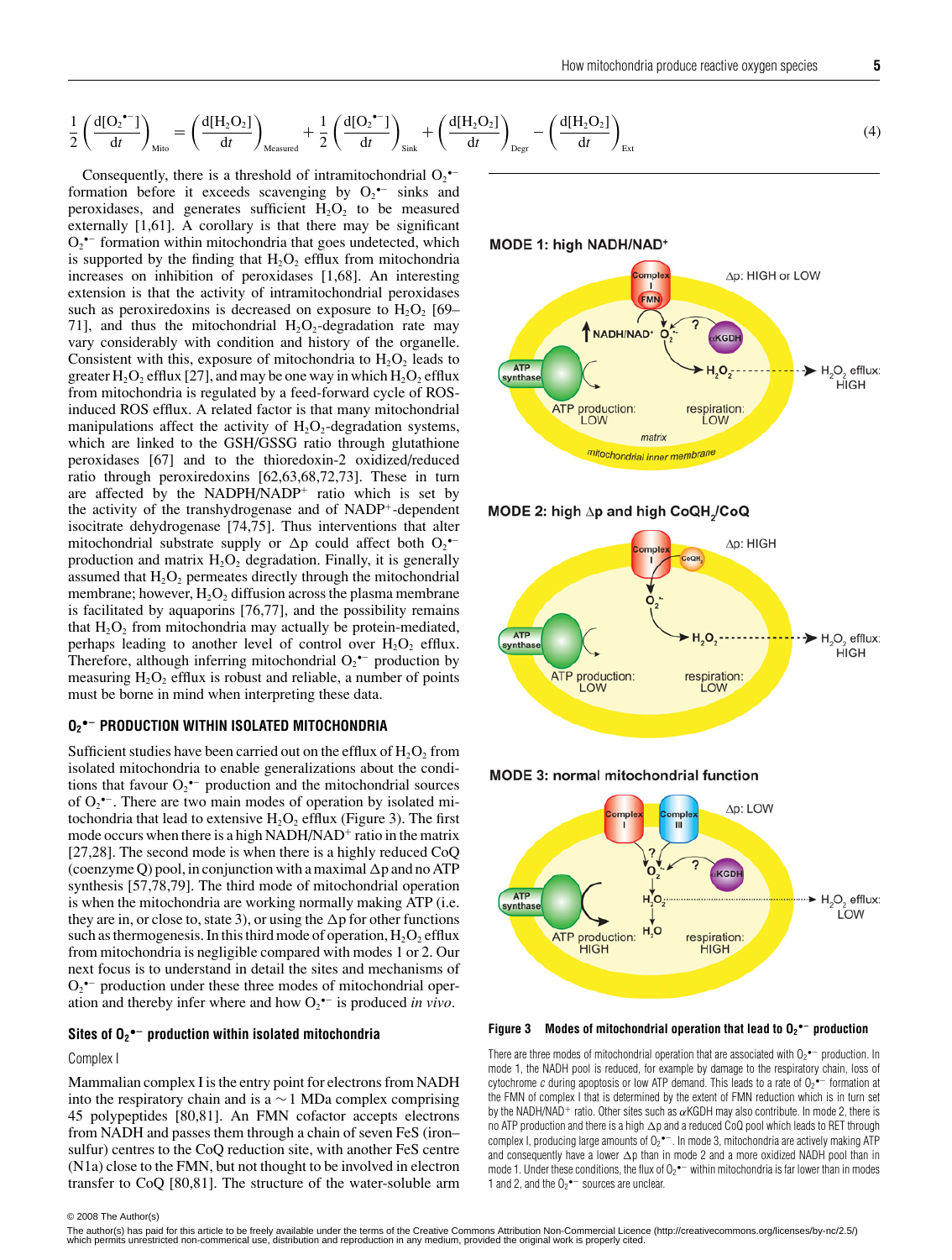$$\frac{1}{2}\left(\frac{d[O_2^{\bullet-}]}{dt}\right)_{Mito} = \left(\frac{d[H_2O_2]}{dt}\right)_{Measured} + \frac{1}{2}\left(\frac{d[O_2^{\bullet-}]}{dt}\right)_{Sink} + \left(\frac{d[H_2O_2]}{dt}\right)_{Degr} - \left(\frac{d[H_2O_2]}{dt}\right)_{Ext} \quad (4)$$

Consequently, there is a threshold of intramitochondrial $O_2^{\bullet-}$ formation before it exceeds scavenging by $O_2^{\bullet-}$ sinks and peroxidases, and generates sufficient $H_2O_2$ to be measured externally [1,61]. A corollary is that there may be significant $O_2^{\bullet-}$ formation within mitochondria that goes undetected, which is supported by the finding that $H_2O_2$ efflux from mitochondria increases on inhibition of peroxidases [1,68]. An interesting extension is that the activity of intramitochondrial peroxidases such as peroxiredoxins is decreased on exposure to $H_2O_2$ [69–71], and thus the mitochondrial $H_2O_2$-degradation rate may vary considerably with condition and history of the organelle. Consistent with this, exposure of mitochondria to $H_2O_2$ leads to greater $H_2O_2$ efflux [27], and may be one way in which $H_2O_2$ efflux from mitochondria is regulated by a feed-forward cycle of ROS-induced ROS efflux. A related factor is that many mitochondrial manipulations affect the activity of $H_2O_2$-degradation systems, which are linked to the GSH/GSSG ratio through glutathione peroxidases [67] and to the thioredoxin-2 oxidized/reduced ratio through peroxiredoxins [62,63,68,72,73]. These in turn are affected by the NADPH/NADP$^+$ ratio which is set by the activity of the transhydrogenase and of NADP$^+$-dependent isocitrate dehydrogenase [74,75]. Thus interventions that alter mitochondrial substrate supply or $\Delta p$ could affect both $O_2^{\bullet-}$ production and matrix $H_2O_2$ degradation. Finally, it is generally assumed that $H_2O_2$ permeates directly through the mitochondrial membrane; however, $H_2O_2$ diffusion across the plasma membrane is facilitated by aquaporins [76,77], and the possibility remains that $H_2O_2$ from mitochondria may actually be protein-mediated, perhaps leading to another level of control over $H_2O_2$ efflux. Therefore, although inferring mitochondrial $O_2^{\bullet-}$ production by measuring $H_2O_2$ efflux is robust and reliable, a number of points must be borne in mind when interpreting these data.

## $O_2^{\bullet-}$ PRODUCTION WITHIN ISOLATED MITOCHONDRIA

Sufficient studies have been carried out on the efflux of $H_2O_2$ from isolated mitochondria to enable generalizations about the conditions that favour $O_2^{\bullet-}$ production and the mitochondrial sources of $O_2^{\bullet-}$. There are two main modes of operation by isolated mitochondria that lead to extensive $H_2O_2$ efflux (Figure 3). The first mode occurs when there is a high NADH/NAD$^+$ ratio in the matrix [27,28]. The second mode is when there is a highly reduced CoQ (coenzyme Q) pool, in conjunction with a maximal $\Delta p$ and no ATP synthesis [57,78,79]. The third mode of mitochondrial operation is when the mitochondria are working normally making ATP (i.e. they are in, or close to, state 3), or using the $\Delta p$ for other functions such as thermogenesis. In this third mode of operation, $H_2O_2$ efflux from mitochondria is negligible compared with modes 1 or 2. Our next focus is to understand in detail the sites and mechanisms of $O_2^{\bullet-}$ production under these three modes of mitochondrial operation and thereby infer where and how $O_2^{\bullet-}$ is produced *in vivo*.

### Sites of $O_2^{\bullet-}$ production within isolated mitochondria

#### Complex I

Mammalian complex I is the entry point for electrons from NADH into the respiratory chain and is a ~1 MDa complex comprising 45 polypeptides [80,81]. An FMN cofactor accepts electrons from NADH and passes them through a chain of seven FeS (iron–sulfur) centres to the CoQ reduction site, with another FeS centre (N1a) close to the FMN, but not thought to be involved in electron transfer to CoQ [80,81]. The structure of the water-soluble arm

**Figure 3 Modes of mitochondrial operation that lead to $O_2^{\bullet-}$ production**

There are three modes of mitochondrial operation that are associated with $O_2^{\bullet-}$ production. In mode 1, the NADH pool is reduced, for example by damage to the respiratory chain, loss of cytochrome *c* during apoptosis or low ATP demand. This leads to a rate of $O_2^{\bullet-}$ formation at the FMN of complex I that is determined by the extent of FMN reduction which is in turn set by the NADH/NAD$^+$ ratio. Other sites such as $\alpha$KGDH may also contribute. In mode 2, there is no ATP production and there is a high $\Delta p$ and a reduced CoQ pool which leads to RET through complex I, producing large amounts of $O_2^{\bullet-}$. In mode 3, mitochondria are actively making ATP and consequently have a lower $\Delta p$ than in mode 2 and a more oxidized NADH pool than in mode 1. Under these conditions, the flux of $O_2^{\bullet-}$ within mitochondria is far lower than in modes 1 and 2, and the $O_2^{\bullet-}$ sources are unclear.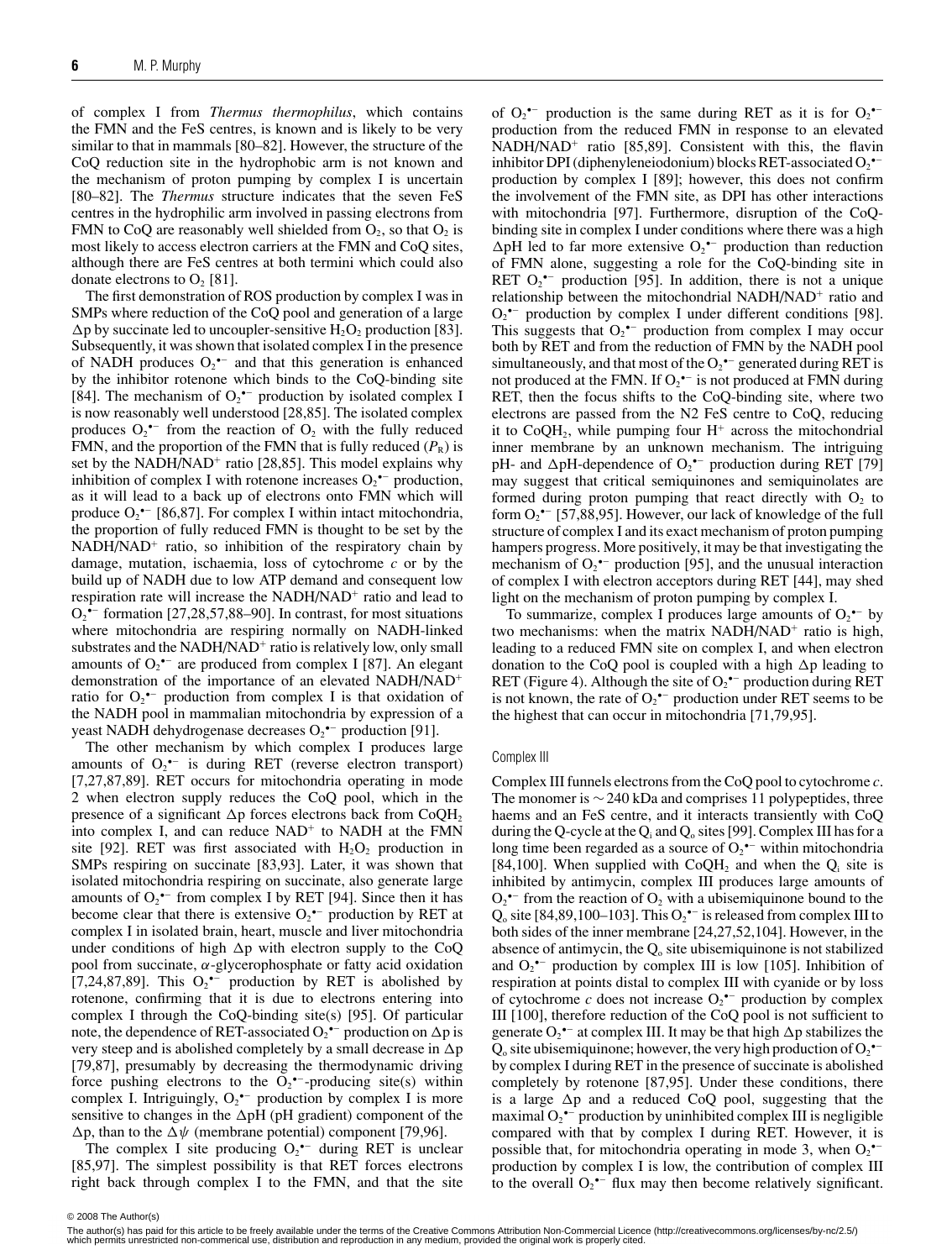of complex I from *Thermus thermophilus*, which contains the FMN and the FeS centres, is known and is likely to be very similar to that in mammals [80–82]. However, the structure of the CoQ reduction site in the hydrophobic arm is not known and the mechanism of proton pumping by complex I is uncertain [80–82]. The *Thermus* structure indicates that the seven FeS centres in the hydrophilic arm involved in passing electrons from FMN to CoQ are reasonably well shielded from $O_2$, so that $O_2$ is most likely to access electron carriers at the FMN and CoQ sites, although there are FeS centres at both termini which could also donate electrons to $O_2$ [81].

The first demonstration of ROS production by complex I was in SMPs where reduction of the CoQ pool and generation of a large $\Delta p$ by succinate led to uncoupler-sensitive $H_2O_2$ production [83]. Subsequently, it was shown that isolated complex I in the presence of NADH produces $O_2^{\bullet-}$ and that this generation is enhanced by the inhibitor rotenone which binds to the CoQ-binding site [84]. The mechanism of $O_2^{\bullet-}$ production by isolated complex I is now reasonably well understood [28,85]. The isolated complex produces $O_2^{\bullet-}$ from the reaction of $O_2$ with the fully reduced FMN, and the proportion of the FMN that is fully reduced ($P_R$) is set by the NADH/NAD$^+$ ratio [28,85]. This model explains why inhibition of complex I with rotenone increases $O_2^{\bullet-}$ production, as it will lead to a back up of electrons onto FMN which will produce $O_2^{\bullet-}$ [86,87]. For complex I within intact mitochondria, the proportion of fully reduced FMN is thought to be set by the NADH/NAD$^+$ ratio, so inhibition of the respiratory chain by damage, mutation, ischaemia, loss of cytochrome *c* or by the build up of NADH due to low ATP demand and consequent low respiration rate will increase the NADH/NAD$^+$ ratio and lead to $O_2^{\bullet-}$ formation [27,28,57,88–90]. In contrast, for most situations where mitochondria are respiring normally on NADH-linked substrates and the NADH/NAD$^+$ ratio is relatively low, only small amounts of $O_2^{\bullet-}$ are produced from complex I [87]. An elegant demonstration of the importance of an elevated NADH/NAD$^+$ ratio for $O_2^{\bullet-}$ production from complex I is that oxidation of the NADH pool in mammalian mitochondria by expression of a yeast NADH dehydrogenase decreases $O_2^{\bullet-}$ production [91].

The other mechanism by which complex I produces large amounts of $O_2^{\bullet-}$ is during RET (reverse electron transport) [7,27,87,89]. RET occurs for mitochondria operating in mode 2 when electron supply reduces the CoQ pool, which in the presence of a significant $\Delta p$ forces electrons back from $CoQH_2$ into complex I, and can reduce NAD$^+$ to NADH at the FMN site [92]. RET was first associated with $H_2O_2$ production in SMPs respiring on succinate [83,93]. Later, it was shown that isolated mitochondria respiring on succinate, also generate large amounts of $O_2^{\bullet-}$ from complex I by RET [94]. Since then it has become clear that there is extensive $O_2^{\bullet-}$ production by RET at complex I in isolated brain, heart, muscle and liver mitochondria under conditions of high $\Delta p$ with electron supply to the CoQ pool from succinate, $\alpha$-glycerophosphate or fatty acid oxidation [7,24,87,89]. This $O_2^{\bullet-}$ production by RET is abolished by rotenone, confirming that it is due to electrons entering into complex I through the CoQ-binding site(s) [95]. Of particular note, the dependence of RET-associated $O_2^{\bullet-}$ production on $\Delta p$ is very steep and is abolished completely by a small decrease in $\Delta p$ [79,87], presumably by decreasing the thermodynamic driving force pushing electrons to the $O_2^{\bullet-}$-producing site(s) within complex I. Intriguingly, $O_2^{\bullet-}$ production by complex I is more sensitive to changes in the $\Delta$pH (pH gradient) component of the $\Delta p$, than to the $\Delta\psi$ (membrane potential) component [79,96].

The complex I site producing $O_2^{\bullet-}$ during RET is unclear [85,97]. The simplest possibility is that RET forces electrons right back through complex I to the FMN, and that the site of $O_2^{\bullet-}$ production is the same during RET as it is for $O_2^{\bullet-}$ production from the reduced FMN in response to an elevated NADH/NAD$^+$ ratio [85,89]. Consistent with this, the flavin inhibitor DPI (diphenyleneiodonium) blocks RET-associated $O_2^{\bullet-}$ production by complex I [89]; however, this does not confirm the involvement of the FMN site, as DPI has other interactions with mitochondria [97]. Furthermore, disruption of the CoQ-binding site in complex I under conditions where there was a high $\Delta$pH led to far more extensive $O_2^{\bullet-}$ production than reduction of FMN alone, suggesting a role for the CoQ-binding site in RET $O_2^{\bullet-}$ production [95]. In addition, there is not a unique relationship between the mitochondrial NADH/NAD$^+$ ratio and $O_2^{\bullet-}$ production by complex I under different conditions [98]. This suggests that $O_2^{\bullet-}$ production from complex I may occur both by RET and from the reduction of FMN by the NADH pool simultaneously, and that most of the $O_2^{\bullet-}$ generated during RET is not produced at the FMN. If $O_2^{\bullet-}$ is not produced at FMN during RET, then the focus shifts to the CoQ-binding site, where two electrons are passed from the N2 FeS centre to CoQ, reducing it to $CoQH_2$, while pumping four H$^+$ across the mitochondrial inner membrane by an unknown mechanism. The intriguing pH- and $\Delta$pH-dependence of $O_2^{\bullet-}$ production during RET [79] may suggest that critical semiquinones and semiquinolates are formed during proton pumping that react directly with $O_2$ to form $O_2^{\bullet-}$ [57,88,95]. However, our lack of knowledge of the full structure of complex I and its exact mechanism of proton pumping hampers progress. More positively, it may be that investigating the mechanism of $O_2^{\bullet-}$ production [95], and the unusual interaction of complex I with electron acceptors during RET [44], may shed light on the mechanism of proton pumping by complex I.

To summarize, complex I produces large amounts of $O_2^{\bullet-}$ by two mechanisms: when the matrix NADH/NAD$^+$ ratio is high, leading to a reduced FMN site on complex I, and when electron donation to the CoQ pool is coupled with a high $\Delta p$ leading to RET (Figure 4). Although the site of $O_2^{\bullet-}$ production during RET is not known, the rate of $O_2^{\bullet-}$ production under RET seems to be the highest that can occur in mitochondria [71,79,95].

### Complex III

Complex III funnels electrons from the CoQ pool to cytochrome *c*. The monomer is ~240 kDa and comprises 11 polypeptides, three haems and an FeS centre, and it interacts transiently with CoQ during the Q-cycle at the $Q_i$ and $Q_o$ sites [99]. Complex III has for a long time been regarded as a source of $O_2^{\bullet-}$ within mitochondria [84,100]. When supplied with $CoQH_2$ and when the $Q_i$ site is inhibited by antimycin, complex III produces large amounts of $O_2^{\bullet-}$ from the reaction of $O_2$ with a ubisemiquinone bound to the $Q_o$ site [84,89,100–103]. This $O_2^{\bullet-}$ is released from complex III to both sides of the inner membrane [24,27,52,104]. However, in the absence of antimycin, the $Q_o$ site ubisemiquinone is not stabilized and $O_2^{\bullet-}$ production by complex III is low [105]. Inhibition of respiration at points distal to complex III with cyanide or by loss of cytochrome *c* does not increase $O_2^{\bullet-}$ production by complex III [100], therefore reduction of the CoQ pool is not sufficient to generate $O_2^{\bullet-}$ at complex III. It may be that high $\Delta p$ stabilizes the $Q_o$ site ubisemiquinone; however, the very high production of $O_2^{\bullet-}$ by complex I during RET in the presence of succinate is abolished completely by rotenone [87,95]. Under these conditions, there is a large $\Delta p$ and a reduced CoQ pool, suggesting that the maximal $O_2^{\bullet-}$ production by uninhibited complex III is negligible compared with that by complex I during RET. However, it is possible that, for mitochondria operating in mode 3, when $O_2^{\bullet-}$ production by complex I is low, the contribution of complex III to the overall $O_2^{\bullet-}$ flux may then become relatively significant.

© 2008 The Author(s)

The author(s) has paid for this article to be freely available under the terms of the Creative Commons Attribution Non-Commercial Licence (http://creativecommons.org/licenses/by-nc/2.5/) which permits unrestricted non-commerical use, distribution and reproduction in any medium, provided the original work is properly cited.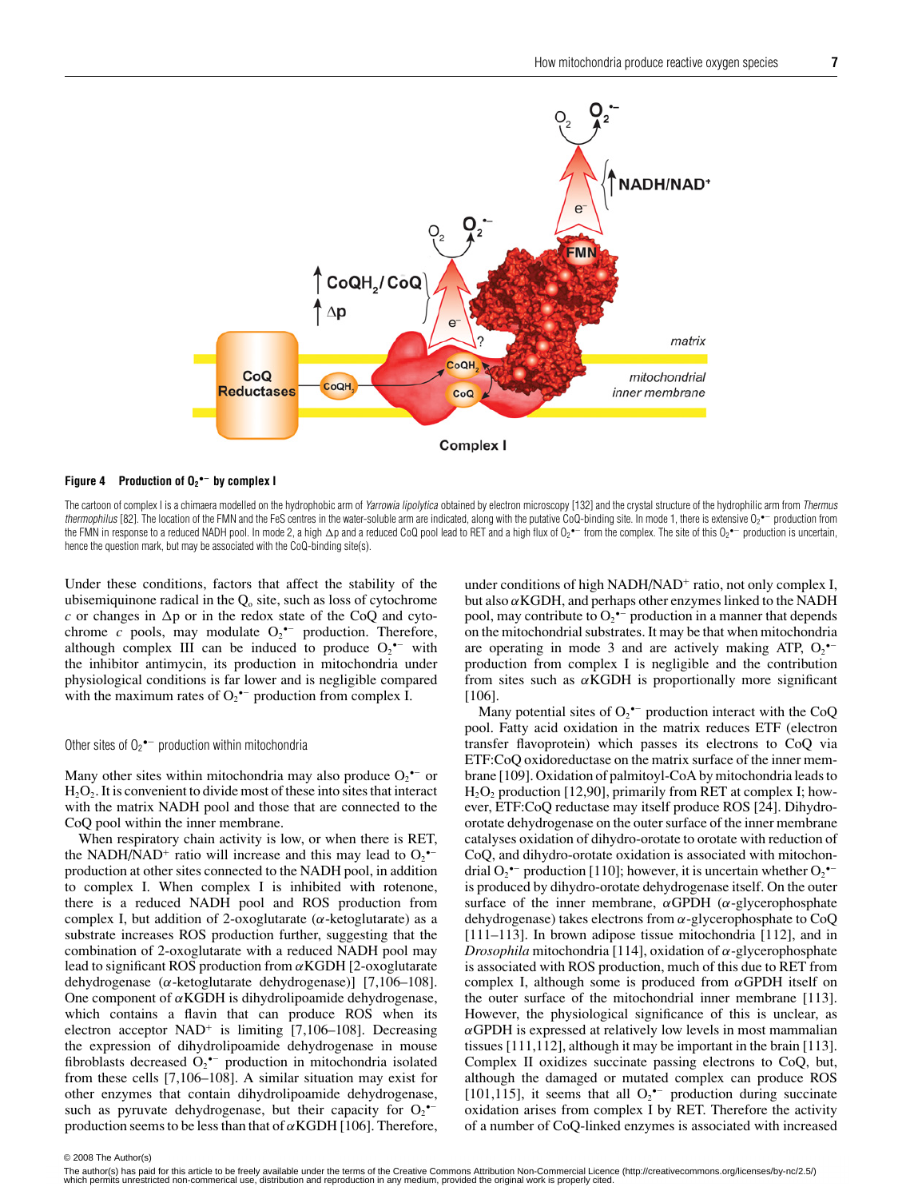**Figure 4 Production of $O_2^{\bullet-}$ by complex I**

The cartoon of complex I is a chimaera modelled on the hydrophobic arm of *Yarrowia lipolytica* obtained by electron microscopy [132] and the crystal structure of the hydrophilic arm from *Thermus thermophilus* [82]. The location of the FMN and the FeS centres in the water-soluble arm are indicated, along with the putative CoQ-binding site. In mode 1, there is extensive $O_2^{\bullet-}$ production from the FMN in response to a reduced NADH pool. In mode 2, a high $\Delta p$ and a reduced CoQ pool lead to RET and a high flux of $O_2^{\bullet-}$ from the complex. The site of this $O_2^{\bullet-}$ production is uncertain, hence the question mark, but may be associated with the CoQ-binding site(s).

Under these conditions, factors that affect the stability of the ubisemiquinone radical in the $Q_o$ site, such as loss of cytochrome *c* or changes in $\Delta p$ or in the redox state of the CoQ and cytochrome *c* pools, may modulate $O_2^{\bullet-}$ production. Therefore, although complex III can be induced to produce $O_2^{\bullet-}$ with the inhibitor antimycin, its production in mitochondria under physiological conditions is far lower and is negligible compared with the maximum rates of $O_2^{\bullet-}$ production from complex I.

### Other sites of $O_2^{\bullet-}$ production within mitochondria

Many other sites within mitochondria may also produce $O_2^{\bullet-}$ or $H_2O_2$. It is convenient to divide most of these into sites that interact with the matrix NADH pool and those that are connected to the CoQ pool within the inner membrane.

When respiratory chain activity is low, or when there is RET, the NADH/NAD$^+$ ratio will increase and this may lead to $O_2^{\bullet-}$ production at other sites connected to the NADH pool, in addition to complex I. When complex I is inhibited with rotenone, there is a reduced NADH pool and ROS production from complex I, but addition of 2-oxoglutarate ($\alpha$-ketoglutarate) as a substrate increases ROS production further, suggesting that the combination of 2-oxoglutarate with a reduced NADH pool may lead to significant ROS production from $\alpha$KGDH [2-oxoglutarate dehydrogenase ($\alpha$-ketoglutarate dehydrogenase)] [7,106–108]. One component of $\alpha$KGDH is dihydrolipoamide dehydrogenase, which contains a flavin that can produce ROS when its electron acceptor NAD$^+$ is limiting [7,106–108]. Decreasing the expression of dihydrolipoamide dehydrogenase in mouse fibroblasts decreased $O_2^{\bullet-}$ production in mitochondria isolated from these cells [7,106–108]. A similar situation may exist for other enzymes that contain dihydrolipoamide dehydrogenase, such as pyruvate dehydrogenase, but their capacity for $O_2^{\bullet-}$ production seems to be less than that of $\alpha$KGDH [106]. Therefore, under conditions of high NADH/NAD$^+$ ratio, not only complex I, but also $\alpha$KGDH, and perhaps other enzymes linked to the NADH pool, may contribute to $O_2^{\bullet-}$ production in a manner that depends on the mitochondrial substrates. It may be that when mitochondria are operating in mode 3 and are actively making ATP, $O_2^{\bullet-}$ production from complex I is negligible and the contribution from sites such as $\alpha$KGDH is proportionally more significant [106].

Many potential sites of $O_2^{\bullet-}$ production interact with the CoQ pool. Fatty acid oxidation in the matrix reduces ETF (electron transfer flavoprotein) which passes its electrons to CoQ via ETF:CoQ oxidoreductase on the matrix surface of the inner membrane [109]. Oxidation of palmitoyl-CoA by mitochondria leads to $H_2O_2$ production [12,90], primarily from RET at complex I; however, ETF:CoQ reductase may itself produce ROS [24]. Dihydro-orotate dehydrogenase on the outer surface of the inner membrane catalyses oxidation of dihydro-orotate to orotate with reduction of CoQ, and dihydro-orotate oxidation is associated with mitochondrial $O_2^{\bullet-}$ production [110]; however, it is uncertain whether $O_2^{\bullet-}$ is produced by dihydro-orotate dehydrogenase itself. On the outer surface of the inner membrane, $\alpha$GPDH ($\alpha$-glycerophosphate dehydrogenase) takes electrons from $\alpha$-glycerophosphate to CoQ [111–113]. In brown adipose tissue mitochondria [112], and in *Drosophila* mitochondria [114], oxidation of $\alpha$-glycerophosphate is associated with ROS production, much of this due to RET from complex I, although some is produced from $\alpha$GPDH itself on the outer surface of the mitochondrial inner membrane [113]. However, the physiological significance of this is unclear, as $\alpha$GPDH is expressed at relatively low levels in most mammalian tissues [111,112], although it may be important in the brain [113]. Complex II oxidizes succinate passing electrons to CoQ, but, although the damaged or mutated complex can produce ROS [101,115], it seems that all $O_2^{\bullet-}$ production during succinate oxidation arises from complex I by RET. Therefore the activity of a number of CoQ-linked enzymes is associated with increased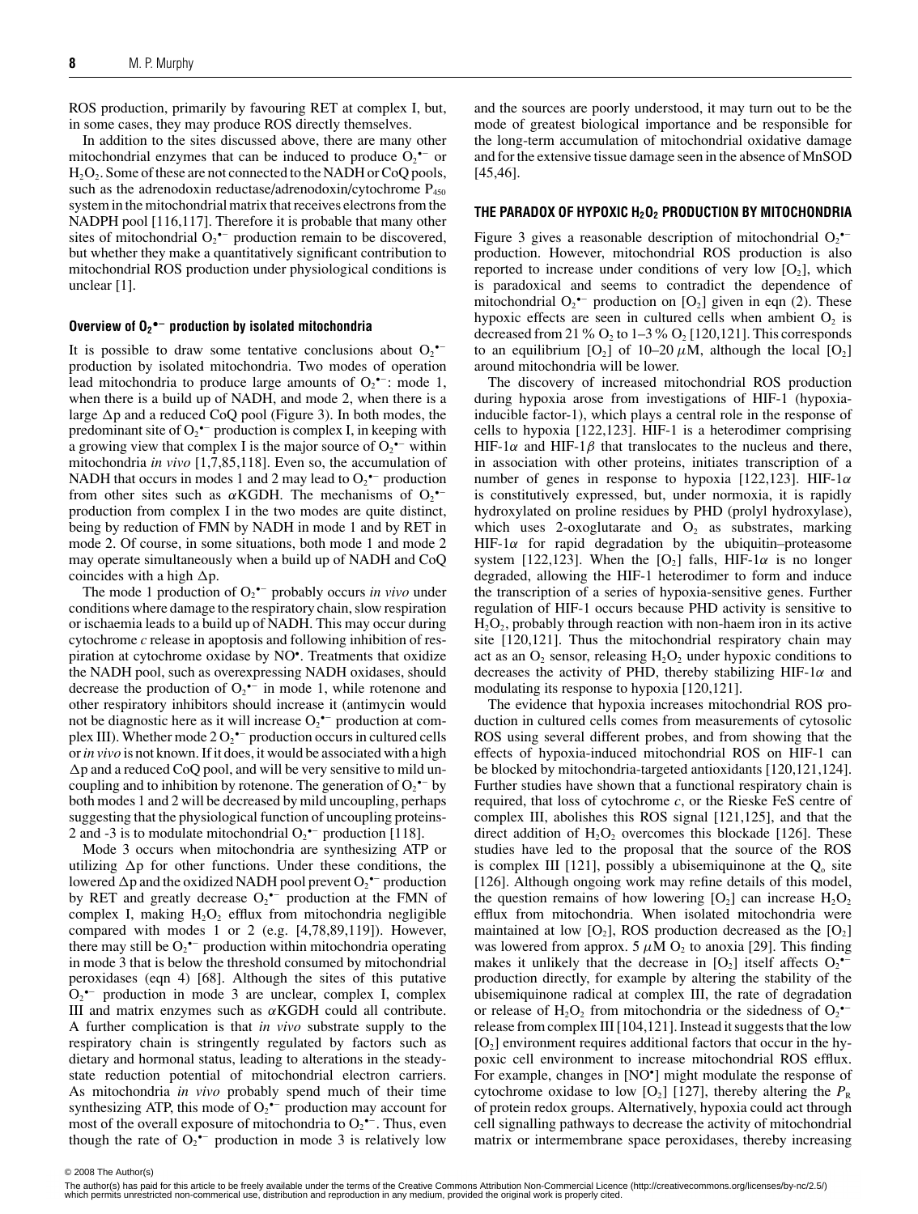ROS production, primarily by favouring RET at complex I, but, in some cases, they may produce ROS directly themselves.

In addition to the sites discussed above, there are many other mitochondrial enzymes that can be induced to produce $O_2^{\bullet-}$ or $H_2O_2$. Some of these are not connected to the NADH or CoQ pools, such as the adrenodoxin reductase/adrenodoxin/cytochrome $P_{450}$ system in the mitochondrial matrix that receives electrons from the NADPH pool [116,117]. Therefore it is probable that many other sites of mitochondrial $O_2^{\bullet-}$ production remain to be discovered, but whether they make a quantitatively significant contribution to mitochondrial ROS production under physiological conditions is unclear [1].

### Overview of $O_2^{\bullet-}$ production by isolated mitochondria

It is possible to draw some tentative conclusions about $O_2^{\bullet-}$ production by isolated mitochondria. Two modes of operation lead mitochondria to produce large amounts of $O_2^{\bullet-}$: mode 1, when there is a build up of NADH, and mode 2, when there is a large $\Delta p$ and a reduced CoQ pool (Figure 3). In both modes, the predominant site of $O_2^{\bullet-}$ production is complex I, in keeping with a growing view that complex I is the major source of $O_2^{\bullet-}$ within mitochondria *in vivo* [1,7,85,118]. Even so, the accumulation of NADH that occurs in modes 1 and 2 may lead to $O_2^{\bullet-}$ production from other sites such as $\alpha$KGDH. The mechanisms of $O_2^{\bullet-}$ production from complex I in the two modes are quite distinct, being by reduction of FMN by NADH in mode 1 and by RET in mode 2. Of course, in some situations, both mode 1 and mode 2 may operate simultaneously when a build up of NADH and CoQ coincides with a high $\Delta p$.

The mode 1 production of $O_2^{\bullet-}$ probably occurs *in vivo* under conditions where damage to the respiratory chain, slow respiration or ischaemia leads to a build up of NADH. This may occur during cytochrome *c* release in apoptosis and following inhibition of respiration at cytochrome oxidase by $NO^{\bullet}$. Treatments that oxidize the NADH pool, such as overexpressing NADH oxidases, should decrease the production of $O_2^{\bullet-}$ in mode 1, while rotenone and other respiratory inhibitors should increase it (antimycin would not be diagnostic here as it will increase $O_2^{\bullet-}$ production at complex III). Whether mode 2 $O_2^{\bullet-}$ production occurs in cultured cells or *in vivo* is not known. If it does, it would be associated with a high $\Delta p$ and a reduced CoQ pool, and will be very sensitive to mild uncoupling and to inhibition by rotenone. The generation of $O_2^{\bullet-}$ by both modes 1 and 2 will be decreased by mild uncoupling, perhaps suggesting that the physiological function of uncoupling proteins-2 and -3 is to modulate mitochondrial $O_2^{\bullet-}$ production [118].

Mode 3 occurs when mitochondria are synthesizing ATP or utilizing $\Delta p$ for other functions. Under these conditions, the lowered $\Delta p$ and the oxidized NADH pool prevent $O_2^{\bullet-}$ production by RET and greatly decrease $O_2^{\bullet-}$ production at the FMN of complex I, making $H_2O_2$ efflux from mitochondria negligible compared with modes 1 or 2 (e.g. [4,78,89,119]). However, there may still be $O_2^{\bullet-}$ production within mitochondria operating in mode 3 that is below the threshold consumed by mitochondrial peroxidases (eqn 4) [68]. Although the sites of this putative $O_2^{\bullet-}$ production in mode 3 are unclear, complex I, complex III and matrix enzymes such as $\alpha$KGDH could all contribute. A further complication is that *in vivo* substrate supply to the respiratory chain is stringently regulated by factors such as dietary and hormonal status, leading to alterations in the steady-state reduction potential of mitochondrial electron carriers. As mitochondria *in vivo* probably spend much of their time synthesizing ATP, this mode of $O_2^{\bullet-}$ production may account for most of the overall exposure of mitochondria to $O_2^{\bullet-}$. Thus, even though the rate of $O_2^{\bullet-}$ production in mode 3 is relatively low and the sources are poorly understood, it may turn out to be the mode of greatest biological importance and be responsible for the long-term accumulation of mitochondrial oxidative damage and for the extensive tissue damage seen in the absence of MnSOD [45,46].

## THE PARADOX OF HYPOXIC $H_2O_2$ PRODUCTION BY MITOCHONDRIA

Figure 3 gives a reasonable description of mitochondrial $O_2^{\bullet-}$ production. However, mitochondrial ROS production is also reported to increase under conditions of very low $[O_2]$, which is paradoxical and seems to contradict the dependence of mitochondrial $O_2^{\bullet-}$ production on $[O_2]$ given in eqn (2). These hypoxic effects are seen in cultured cells when ambient $O_2$ is decreased from 21 % $O_2$ to 1–3 % $O_2$ [120,121]. This corresponds to an equilibrium $[O_2]$ of 10–20 $\mu$M, although the local $[O_2]$ around mitochondria will be lower.

The discovery of increased mitochondrial ROS production during hypoxia arose from investigations of HIF-1 (hypoxia-inducible factor-1), which plays a central role in the response of cells to hypoxia [122,123]. HIF-1 is a heterodimer comprising HIF-1$\alpha$ and HIF-1$\beta$ that translocates to the nucleus and there, in association with other proteins, initiates transcription of a number of genes in response to hypoxia [122,123]. HIF-1$\alpha$ is constitutively expressed, but, under normoxia, it is rapidly hydroxylated on proline residues by PHD (prolyl hydroxylase), which uses 2-oxoglutarate and $O_2$ as substrates, marking HIF-1$\alpha$ for rapid degradation by the ubiquitin–proteasome system [122,123]. When the $[O_2]$ falls, HIF-1$\alpha$ is no longer degraded, allowing the HIF-1 heterodimer to form and induce the transcription of a series of hypoxia-sensitive genes. Further regulation of HIF-1 occurs because PHD activity is sensitive to $H_2O_2$, probably through reaction with non-haem iron in its active site [120,121]. Thus the mitochondrial respiratory chain may act as an $O_2$ sensor, releasing $H_2O_2$ under hypoxic conditions to decreases the activity of PHD, thereby stabilizing HIF-1$\alpha$ and modulating its response to hypoxia [120,121].

The evidence that hypoxia increases mitochondrial ROS production in cultured cells comes from measurements of cytosolic ROS using several different probes, and from showing that the effects of hypoxia-induced mitochondrial ROS on HIF-1 can be blocked by mitochondria-targeted antioxidants [120,121,124]. Further studies have shown that a functional respiratory chain is required, that loss of cytochrome *c*, or the Rieske FeS centre of complex III, abolishes this ROS signal [121,125], and that the direct addition of $H_2O_2$ overcomes this blockade [126]. These studies have led to the proposal that the source of the ROS is complex III [121], possibly a ubisemiquinone at the $Q_o$ site [126]. Although ongoing work may refine details of this model, the question remains of how lowering $[O_2]$ can increase $H_2O_2$ efflux from mitochondria. When isolated mitochondria were maintained at low $[O_2]$, ROS production decreased as the $[O_2]$ was lowered from approx. 5 $\mu$M $O_2$ to anoxia [29]. This finding makes it unlikely that the decrease in $[O_2]$ itself affects $O_2^{\bullet-}$ production directly, for example by altering the stability of the ubisemiquinone radical at complex III, the rate of degradation or release of $H_2O_2$ from mitochondria or the sidedness of $O_2^{\bullet-}$ release from complex III [104,121]. Instead it suggests that the low $[O_2]$ environment requires additional factors that occur in the hypoxic cell environment to increase mitochondrial ROS efflux. For example, changes in $[NO^{\bullet}]$ might modulate the response of cytochrome oxidase to low $[O_2]$ [127], thereby altering the $P_R$ of protein redox groups. Alternatively, hypoxia could act through cell signalling pathways to decrease the activity of mitochondrial matrix or intermembrane space peroxidases, thereby increasing

© 2008 The Author(s)

The author(s) has paid for this article to be freely available under the terms of the Creative Commons Attribution Non-Commercial Licence (http://creativecommons.org/licenses/by-nc/2.5/) which permits unrestricted non-commerical use, distribution and reproduction in any medium, provided the original work is properly cited.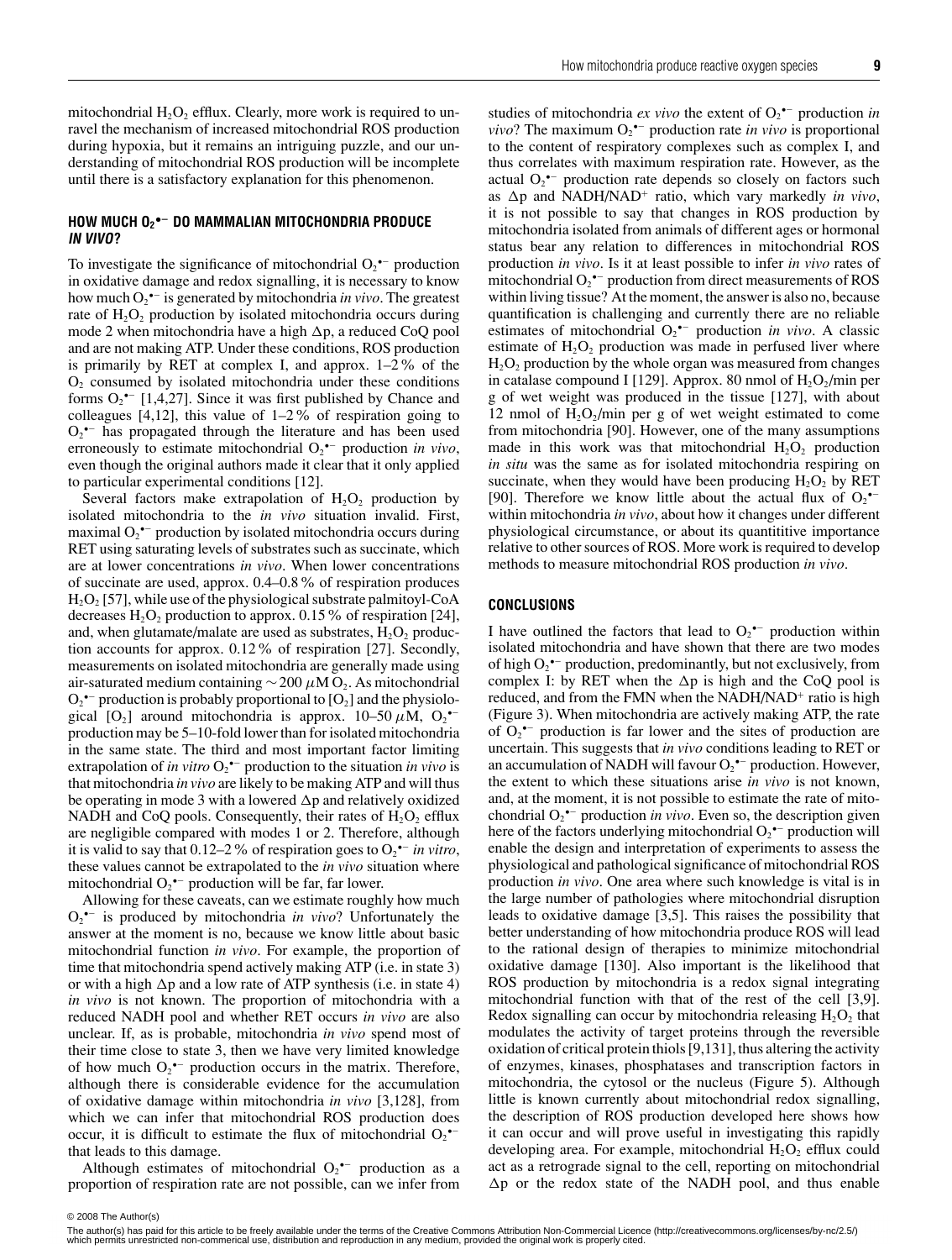mitochondrial $H_2O_2$ efflux. Clearly, more work is required to unravel the mechanism of increased mitochondrial ROS production during hypoxia, but it remains an intriguing puzzle, and our understanding of mitochondrial ROS production will be incomplete until there is a satisfactory explanation for this phenomenon.

## HOW MUCH $O_2^{\bullet -}$ DO MAMMALIAN MITOCHONDRIA PRODUCE *IN VIVO*?

To investigate the significance of mitochondrial $O_2^{\bullet -}$ production in oxidative damage and redox signalling, it is necessary to know how much $O_2^{\bullet -}$ is generated by mitochondria *in vivo*. The greatest rate of $H_2O_2$ production by isolated mitochondria occurs during mode 2 when mitochondria have a high $\Delta p$, a reduced CoQ pool and are not making ATP. Under these conditions, ROS production is primarily by RET at complex I, and approx. 1–2 % of the $O_2$ consumed by isolated mitochondria under these conditions forms $O_2^{\bullet -}$ [1,4,27]. Since it was first published by Chance and colleagues [4,12], this value of 1–2 % of respiration going to $O_2^{\bullet -}$ has propagated through the literature and has been used erroneously to estimate mitochondrial $O_2^{\bullet -}$ production *in vivo*, even though the original authors made it clear that it only applied to particular experimental conditions [12].

Several factors make extrapolation of $H_2O_2$ production by isolated mitochondria to the *in vivo* situation invalid. First, maximal $O_2^{\bullet -}$ production by isolated mitochondria occurs during RET using saturating levels of substrates such as succinate, which are at lower concentrations *in vivo*. When lower concentrations of succinate are used, approx. 0.4–0.8 % of respiration produces $H_2O_2$ [57], while use of the physiological substrate palmitoyl-CoA decreases $H_2O_2$ production to approx. 0.15 % of respiration [24], and, when glutamate/malate are used as substrates, $H_2O_2$ production accounts for approx. 0.12 % of respiration [27]. Secondly, measurements on isolated mitochondria are generally made using air-saturated medium containing $\sim 200\ \mu M\ O_2$. As mitochondrial $O_2^{\bullet -}$ production is probably proportional to $[O_2]$ and the physiological $[O_2]$ around mitochondria is approx. 10–50 $\mu M$, $O_2^{\bullet -}$ production may be 5–10-fold lower than for isolated mitochondria in the same state. The third and most important factor limiting extrapolation of *in vitro* $O_2^{\bullet -}$ production to the situation *in vivo* is that mitochondria *in vivo* are likely to be making ATP and will thus be operating in mode 3 with a lowered $\Delta p$ and relatively oxidized NADH and CoQ pools. Consequently, their rates of $H_2O_2$ efflux are negligible compared with modes 1 or 2. Therefore, although it is valid to say that 0.12–2 % of respiration goes to $O_2^{\bullet -}$ *in vitro*, these values cannot be extrapolated to the *in vivo* situation where mitochondrial $O_2^{\bullet -}$ production will be far, far lower.

Allowing for these caveats, can we estimate roughly how much $O_2^{\bullet -}$ is produced by mitochondria *in vivo*? Unfortunately the answer at the moment is no, because we know little about basic mitochondrial function *in vivo*. For example, the proportion of time that mitochondria spend actively making ATP (i.e. in state 3) or with a high $\Delta p$ and a low rate of ATP synthesis (i.e. in state 4) *in vivo* is not known. The proportion of mitochondria with a reduced NADH pool and whether RET occurs *in vivo* are also unclear. If, as is probable, mitochondria *in vivo* spend most of their time close to state 3, then we have very limited knowledge of how much $O_2^{\bullet -}$ production occurs in the matrix. Therefore, although there is considerable evidence for the accumulation of oxidative damage within mitochondria *in vivo* [3,128], from which we can infer that mitochondrial ROS production does occur, it is difficult to estimate the flux of mitochondrial $O_2^{\bullet -}$ that leads to this damage.

Although estimates of mitochondrial $O_2^{\bullet -}$ production as a proportion of respiration rate are not possible, can we infer from studies of mitochondria *ex vivo* the extent of $O_2^{\bullet -}$ production *in vivo*? The maximum $O_2^{\bullet -}$ production rate *in vivo* is proportional to the content of respiratory complexes such as complex I, and thus correlates with maximum respiration rate. However, as the actual $O_2^{\bullet -}$ production rate depends so closely on factors such as $\Delta p$ and NADH/NAD$^+$ ratio, which vary markedly *in vivo*, it is not possible to say that changes in ROS production by mitochondria isolated from animals of different ages or hormonal status bear any relation to differences in mitochondrial ROS production *in vivo*. Is it at least possible to infer *in vivo* rates of mitochondrial $O_2^{\bullet -}$ production from direct measurements of ROS within living tissue? At the moment, the answer is also no, because quantification is challenging and currently there are no reliable estimates of mitochondrial $O_2^{\bullet -}$ production *in vivo*. A classic estimate of $H_2O_2$ production was made in perfused liver where $H_2O_2$ production by the whole organ was measured from changes in catalase compound I [129]. Approx. 80 nmol of $H_2O_2$/min per g of wet weight was produced in the tissue [127], with about 12 nmol of $H_2O_2$/min per g of wet weight estimated to come from mitochondria [90]. However, one of the many assumptions made in this work was that mitochondrial $H_2O_2$ production *in situ* was the same as for isolated mitochondria respiring on succinate, when they would have been producing $H_2O_2$ by RET [90]. Therefore we know little about the actual flux of $O_2^{\bullet -}$ within mitochondria *in vivo*, about how it changes under different physiological circumstance, or about its quantititive importance relative to other sources of ROS. More work is required to develop methods to measure mitochondrial ROS production *in vivo*.

## CONCLUSIONS

I have outlined the factors that lead to $O_2^{\bullet -}$ production within isolated mitochondria and have shown that there are two modes of high $O_2^{\bullet -}$ production, predominantly, but not exclusively, from complex I: by RET when the $\Delta p$ is high and the CoQ pool is reduced, and from the FMN when the NADH/NAD$^+$ ratio is high (Figure 3). When mitochondria are actively making ATP, the rate of $O_2^{\bullet -}$ production is far lower and the sites of production are uncertain. This suggests that *in vivo* conditions leading to RET or an accumulation of NADH will favour $O_2^{\bullet -}$ production. However, the extent to which these situations arise *in vivo* is not known, and, at the moment, it is not possible to estimate the rate of mitochondrial $O_2^{\bullet -}$ production *in vivo*. Even so, the description given here of the factors underlying mitochondrial $O_2^{\bullet -}$ production will enable the design and interpretation of experiments to assess the physiological and pathological significance of mitochondrial ROS production *in vivo*. One area where such knowledge is vital is in the large number of pathologies where mitochondrial disruption leads to oxidative damage [3,5]. This raises the possibility that better understanding of how mitochondria produce ROS will lead to the rational design of therapies to minimize mitochondrial oxidative damage [130]. Also important is the likelihood that ROS production by mitochondria is a redox signal integrating mitochondrial function with that of the rest of the cell [3,9]. Redox signalling can occur by mitochondria releasing $H_2O_2$ that modulates the activity of target proteins through the reversible oxidation of critical protein thiols [9,131], thus altering the activity of enzymes, kinases, phosphatases and transcription factors in mitochondria, the cytosol or the nucleus (Figure 5). Although little is known currently about mitochondrial redox signalling, the description of ROS production developed here shows how it can occur and will prove useful in investigating this rapidly developing area. For example, mitochondrial $H_2O_2$ efflux could act as a retrograde signal to the cell, reporting on mitochondrial $\Delta p$ or the redox state of the NADH pool, and thus enable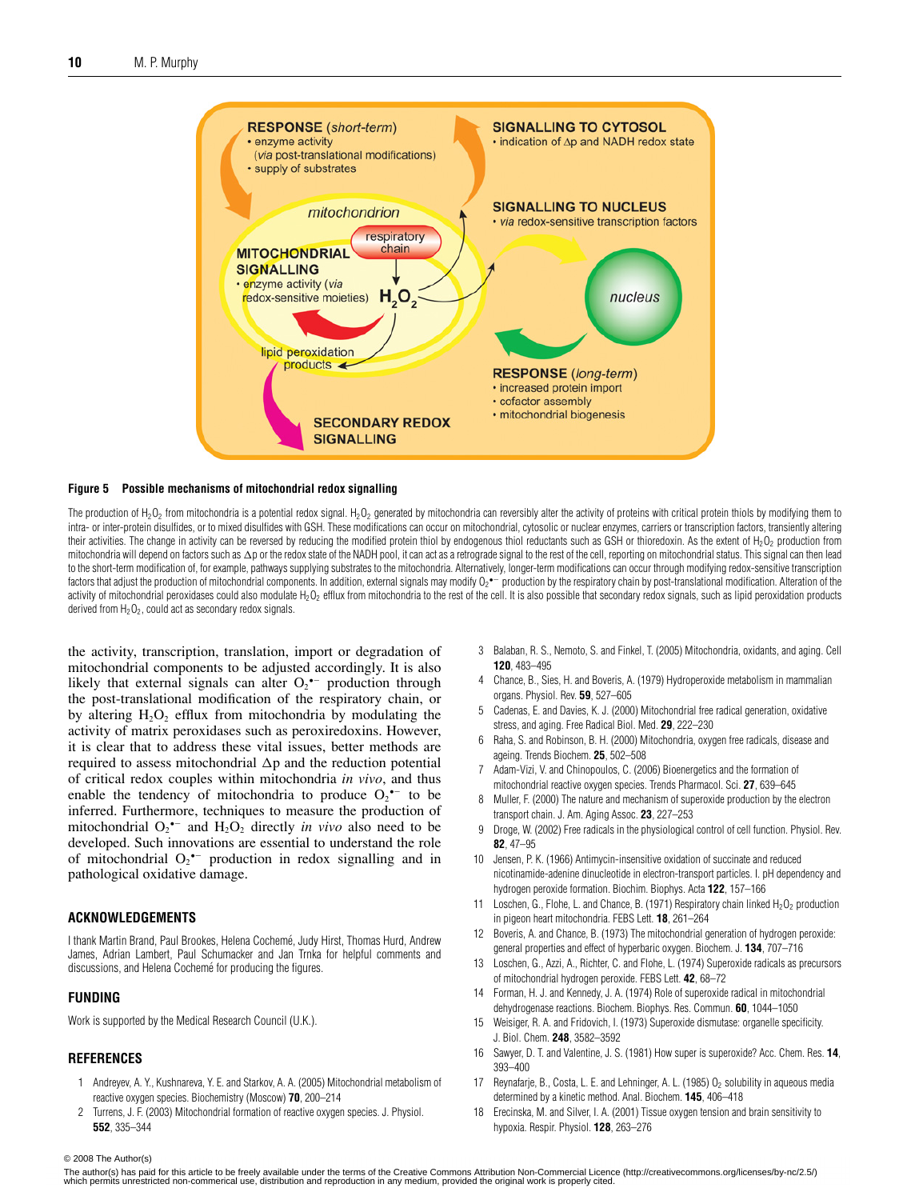**Figure 5 Possible mechanisms of mitochondrial redox signalling**

The production of $H_2O_2$ from mitochondria is a potential redox signal. $H_2O_2$ generated by mitochondria can reversibly alter the activity of proteins with critical protein thiols by modifying them to intra- or inter-protein disulfides, or to mixed disulfides with GSH. These modifications can occur on mitochondrial, cytosolic or nuclear enzymes, carriers or transcription factors, transiently altering their activities. The change in activity can be reversed by reducing the modified protein thiol by endogenous thiol reductants such as GSH or thioredoxin. As the extent of $H_2O_2$ production from mitochondria will depend on factors such as $\Delta p$ or the redox state of the NADH pool, it can act as a retrograde signal to the rest of the cell, reporting on mitochondrial status. This signal can then lead to the short-term modification of, for example, pathways supplying substrates to the mitochondria. Alternatively, longer-term modifications can occur through modifying redox-sensitive transcription factors that adjust the production of mitochondrial components. In addition, external signals may modify $O_2^{\bullet-}$ production by the respiratory chain by post-translational modification. Alteration of the activity of mitochondrial peroxidases could also modulate $H_2O_2$ efflux from mitochondria to the rest of the cell. It is also possible that secondary redox signals, such as lipid peroxidation products derived from $H_2O_2$, could act as secondary redox signals.

the activity, transcription, translation, import or degradation of mitochondrial components to be adjusted accordingly. It is also likely that external signals can alter $O_2^{\bullet-}$ production through the post-translational modification of the respiratory chain, or by altering $H_2O_2$ efflux from mitochondria by modulating the activity of matrix peroxidases such as peroxiredoxins. However, it is clear that to address these vital issues, better methods are required to assess mitochondrial $\Delta p$ and the reduction potential of critical redox couples within mitochondria *in vivo*, and thus enable the tendency of mitochondria to produce $O_2^{\bullet-}$ to be inferred. Furthermore, techniques to measure the production of mitochondrial $O_2^{\bullet-}$ and $H_2O_2$ directly *in vivo* also need to be developed. Such innovations are essential to understand the role of mitochondrial $O_2^{\bullet-}$ production in redox signalling and in pathological oxidative damage.

## ACKNOWLEDGEMENTS

I thank Martin Brand, Paul Brookes, Helena Cochemé, Judy Hirst, Thomas Hurd, Andrew James, Adrian Lambert, Paul Schumacker and Jan Trnka for helpful comments and discussions, and Helena Cochemé for producing the figures.

## FUNDING

Work is supported by the Medical Research Council (U.K.).

## REFERENCES

1. Andreyev, A. Y., Kushnareva, Y. E. and Starkov, A. A. (2005) Mitochondrial metabolism of reactive oxygen species. Biochemistry (Moscow) **70**, 200–214
2. Turrens, J. F. (2003) Mitochondrial formation of reactive oxygen species. J. Physiol. **552**, 335–344
3. Balaban, R. S., Nemoto, S. and Finkel, T. (2005) Mitochondria, oxidants, and aging. Cell **120**, 483–495
4. Chance, B., Sies, H. and Boveris, A. (1979) Hydroperoxide metabolism in mammalian organs. Physiol. Rev. **59**, 527–605
5. Cadenas, E. and Davies, K. J. (2000) Mitochondrial free radical generation, oxidative stress, and aging. Free Radical Biol. Med. **29**, 222–230
6. Raha, S. and Robinson, B. H. (2000) Mitochondria, oxygen free radicals, disease and ageing. Trends Biochem. **25**, 502–508
7. Adam-Vizi, V. and Chinopoulos, C. (2006) Bioenergetics and the formation of mitochondrial reactive oxygen species. Trends Pharmacol. Sci. **27**, 639–645
8. Muller, F. (2000) The nature and mechanism of superoxide production by the electron transport chain. J. Am. Aging Assoc. **23**, 227–253
9. Droge, W. (2002) Free radicals in the physiological control of cell function. Physiol. Rev. **82**, 47–95
10. Jensen, P. K. (1966) Antimycin-insensitive oxidation of succinate and reduced nicotinamide-adenine dinucleotide in electron-transport particles. I. pH dependency and hydrogen peroxide formation. Biochim. Biophys. Acta **122**, 157–166
11. Loschen, G., Flohe, L. and Chance, B. (1971) Respiratory chain linked $H_2O_2$ production in pigeon heart mitochondria. FEBS Lett. **18**, 261–264
12. Boveris, A. and Chance, B. (1973) The mitochondrial generation of hydrogen peroxide: general properties and effect of hyperbaric oxygen. Biochem. J. **134**, 707–716
13. Loschen, G., Azzi, A., Richter, C. and Flohe, L. (1974) Superoxide radicals as precursors of mitochondrial hydrogen peroxide. FEBS Lett. **42**, 68–72
14. Forman, H. J. and Kennedy, J. A. (1974) Role of superoxide radical in mitochondrial dehydrogenase reactions. Biochem. Biophys. Res. Commun. **60**, 1044–1050
15. Weisiger, R. A. and Fridovich, I. (1973) Superoxide dismutase: organelle specificity. J. Biol. Chem. **248**, 3582–3592
16. Sawyer, D. T. and Valentine, J. S. (1981) How super is superoxide? Acc. Chem. Res. **14**, 393–400
17. Reynafarje, B., Costa, L. E. and Lehninger, A. L. (1985) $O_2$ solubility in aqueous media determined by a kinetic method. Anal. Biochem. **145**, 406–418
18. Erecinska, M. and Silver, I. A. (2001) Tissue oxygen tension and brain sensitivity to hypoxia. Respir. Physiol. **128**, 263–276

© 2008 The Author(s)
The author(s) has paid for this article to be freely available under the terms of the Creative Commons Attribution Non-Commercial Licence (http://creativecommons.org/licenses/by-nc/2.5/) which permits unrestricted non-commerical use, distribution and reproduction in any medium, provided the original work is properly cited.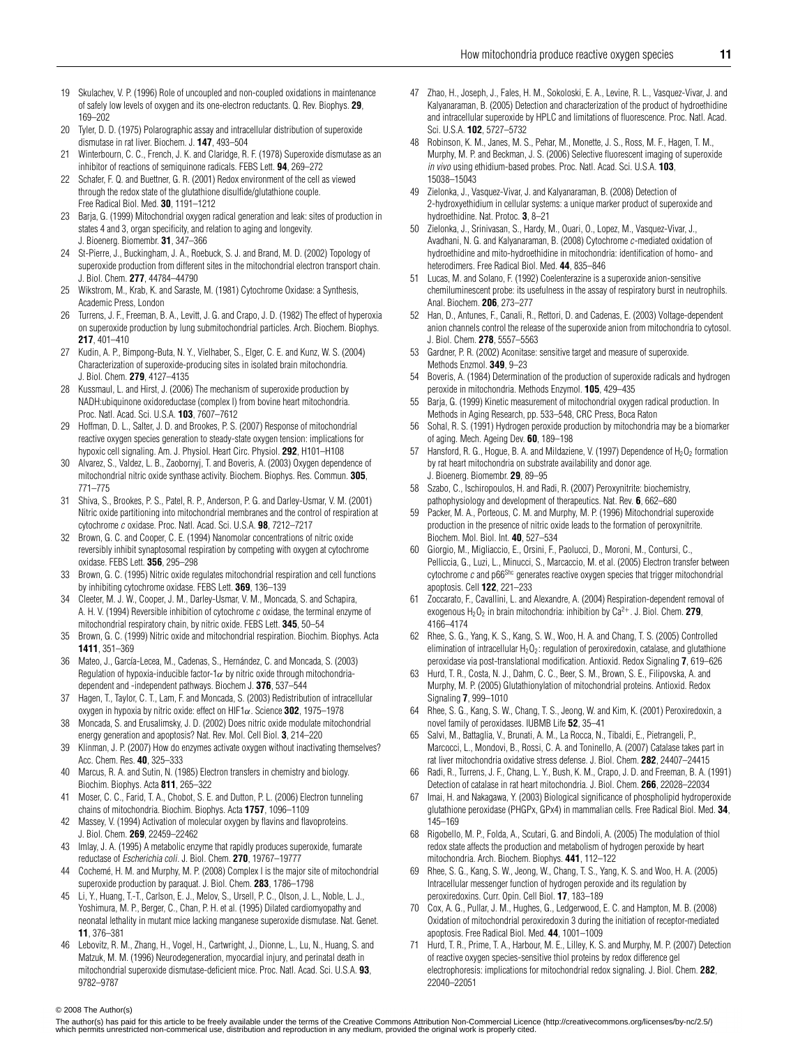19 Skulachev, V. P. (1996) Role of uncoupled and non-coupled oxidations in maintenance of safely low levels of oxygen and its one-electron reductants. Q. Rev. Biophys. **29**, 169–202

20 Tyler, D. D. (1975) Polarographic assay and intracellular distribution of superoxide dismutase in rat liver. Biochem. J. **147**, 493–504

21 Winterbourn, C. C., French, J. K. and Claridge, R. F. (1978) Superoxide dismutase as an inhibitor of reactions of semiquinone radicals. FEBS Lett. **94**, 269–272

22 Schafer, F. Q. and Buettner, G. R. (2001) Redox environment of the cell as viewed through the redox state of the glutathione disulfide/glutathione couple. Free Radical Biol. Med. **30**, 1191–1212

23 Barja, G. (1999) Mitochondrial oxygen radical generation and leak: sites of production in states 4 and 3, organ specificity, and relation to aging and longevity. J. Bioenerg. Biomembr. **31**, 347–366

24 St-Pierre, J., Buckingham, J. A., Roebuck, S. J. and Brand, M. D. (2002) Topology of superoxide production from different sites in the mitochondrial electron transport chain. J. Biol. Chem. **277**, 44784–44790

25 Wikstrom, M., Krab, K. and Saraste, M. (1981) Cytochrome Oxidase: a Synthesis, Academic Press, London

26 Turrens, J. F., Freeman, B. A., Levitt, J. G. and Crapo, J. D. (1982) The effect of hyperoxia on superoxide production by lung submitochondrial particles. Arch. Biochem. Biophys. **217**, 401–410

27 Kudin, A. P., Bimpong-Buta, N. Y., Vielhaber, S., Elger, C. E. and Kunz, W. S. (2004) Characterization of superoxide-producing sites in isolated brain mitochondria. J. Biol. Chem. **279**, 4127–4135

28 Kussmaul, L. and Hirst, J. (2006) The mechanism of superoxide production by NADH:ubiquinone oxidoreductase (complex I) from bovine heart mitochondria. Proc. Natl. Acad. Sci. U.S.A. **103**, 7607–7612

29 Hoffman, D. L., Salter, J. D. and Brookes, P. S. (2007) Response of mitochondrial reactive oxygen species generation to steady-state oxygen tension: implications for hypoxic cell signaling. Am. J. Physiol. Heart Circ. Physiol. **292**, H101–H108

30 Alvarez, S., Valdez, L. B., Zaobornyj, T. and Boveris, A. (2003) Oxygen dependence of mitochondrial nitric oxide synthase activity. Biochem. Biophys. Res. Commun. **305**, 771–775

31 Shiva, S., Brookes, P. S., Patel, R. P., Anderson, P. G. and Darley-Usmar, V. M. (2001) Nitric oxide partitioning into mitochondrial membranes and the control of respiration at cytochrome *c* oxidase. Proc. Natl. Acad. Sci. U.S.A. **98**, 7212–7217

32 Brown, G. C. and Cooper, C. E. (1994) Nanomolar concentrations of nitric oxide reversibly inhibit synaptosomal respiration by competing with oxygen at cytochrome oxidase. FEBS Lett. **356**, 295–298

33 Brown, G. C. (1995) Nitric oxide regulates mitochondrial respiration and cell functions by inhibiting cytochrome oxidase. FEBS Lett. **369**, 136–139

34 Cleeter, M. J. W., Cooper, J. M., Darley-Usmar, V. M., Moncada, S. and Schapira, A. H. V. (1994) Reversible inhibition of cytochrome *c* oxidase, the terminal enzyme of mitochondrial respiratory chain, by nitric oxide. FEBS Lett. **345**, 50–54

35 Brown, G. C. (1999) Nitric oxide and mitochondrial respiration. Biochim. Biophys. Acta **1411**, 351–369

36 Mateo, J., García-Lecea, M., Cadenas, S., Hernández, C. and Moncada, S. (2003) Regulation of hypoxia-inducible factor-1$\alpha$ by nitric oxide through mitochondria-dependent and -independent pathways. Biochem J. **376**, 537–544

37 Hagen, T., Taylor, C. T., Lam, F. and Moncada, S. (2003) Redistribution of intracellular oxygen in hypoxia by nitric oxide: effect on HIF1$\alpha$. Science **302**, 1975–1978

38 Moncada, S. and Erusalimsky, J. D. (2002) Does nitric oxide modulate mitochondrial energy generation and apoptosis? Nat. Rev. Mol. Cell Biol. **3**, 214–220

39 Klinman, J. P. (2007) How do enzymes activate oxygen without inactivating themselves? Acc. Chem. Res. **40**, 325–333

40 Marcus, R. A. and Sutin, N. (1985) Electron transfers in chemistry and biology. Biochim. Biophys. Acta **811**, 265–322

41 Moser, C. C., Farid, T. A., Chobot, S. E. and Dutton, P. L. (2006) Electron tunneling chains of mitochondria. Biochim. Biophys. Acta **1757**, 1096–1109

42 Massey, V. (1994) Activation of molecular oxygen by flavins and flavoproteins. J. Biol. Chem. **269**, 22459–22462

43 Imlay, J. A. (1995) A metabolic enzyme that rapidly produces superoxide, fumarate reductase of *Escherichia coli*. J. Biol. Chem. **270**, 19767–19777

44 Cochemé, H. M. and Murphy, M. P. (2008) Complex I is the major site of mitochondrial superoxide production by paraquat. J. Biol. Chem. **283**, 1786–1798

45 Li, Y., Huang, T.-T., Carlson, E. J., Melov, S., Ursell, P. C., Olson, J. L., Noble, L. J., Yoshimura, M. P., Berger, C., Chan, P. H. et al. (1995) Dilated cardiomyopathy and neonatal lethality in mutant mice lacking manganese superoxide dismutase. Nat. Genet. **11**, 376–381

46 Lebovitz, R. M., Zhang, H., Vogel, H., Cartwright, J., Dionne, L., Lu, N., Huang, S. and Matzuk, M. M. (1996) Neurodegeneration, myocardial injury, and perinatal death in mitochondrial superoxide dismutase-deficient mice. Proc. Natl. Acad. Sci. U.S.A. **93**, 9782–9787

47 Zhao, H., Joseph, J., Fales, H. M., Sokoloski, E. A., Levine, R. L., Vasquez-Vivar, J. and Kalyanaraman, B. (2005) Detection and characterization of the product of hydroethidine and intracellular superoxide by HPLC and limitations of fluorescence. Proc. Natl. Acad. Sci. U.S.A. **102**, 5727–5732

48 Robinson, K. M., Janes, M. S., Pehar, M., Monette, J. S., Ross, M. F., Hagen, T. M., Murphy, M. P. and Beckman, J. S. (2006) Selective fluorescent imaging of superoxide *in vivo* using ethidium-based probes. Proc. Natl. Acad. Sci. U.S.A. **103**, 15038–15043

49 Zielonka, J., Vasquez-Vivar, J. and Kalyanaraman, B. (2008) Detection of 2-hydroxyethidium in cellular systems: a unique marker product of superoxide and hydroethidine. Nat. Protoc. **3**, 8–21

50 Zielonka, J., Srinivasan, S., Hardy, M., Ouari, O., Lopez, M., Vasquez-Vivar, J., Avadhani, N. G. and Kalyanaraman, B. (2008) Cytochrome *c*-mediated oxidation of hydroethidine and mito-hydroethidine in mitochondria: identification of homo- and heterodimers. Free Radical Biol. Med. **44**, 835–846

51 Lucas, M. and Solano, F. (1992) Coelenterazine is a superoxide anion-sensitive chemiluminescent probe: its usefulness in the assay of respiratory burst in neutrophils. Anal. Biochem. **206**, 273–277

52 Han, D., Antunes, F., Canali, R., Rettori, D. and Cadenas, E. (2003) Voltage-dependent anion channels control the release of the superoxide anion from mitochondria to cytosol. J. Biol. Chem. **278**, 5557–5563

53 Gardner, P. R. (2002) Aconitase: sensitive target and measure of superoxide. Methods Enzmol. **349**, 9–23

54 Boveris, A. (1984) Determination of the production of superoxide radicals and hydrogen peroxide in mitochondria. Methods Enzymol. **105**, 429–435

55 Barja, G. (1999) Kinetic measurement of mitochondrial oxygen radical production. In Methods in Aging Research, pp. 533–548, CRC Press, Boca Raton

56 Sohal, R. S. (1991) Hydrogen peroxide production by mitochondria may be a biomarker of aging. Mech. Ageing Dev. **60**, 189–198

57 Hansford, R. G., Hogue, B. A. and Mildaziene, V. (1997) Dependence of $H_2O_2$ formation by rat heart mitochondria on substrate availability and donor age. J. Bioenerg. Biomembr. **29**, 89–95

58 Szabo, C., Ischiropoulos, H. and Radi, R. (2007) Peroxynitrite: biochemistry, pathophysiology and development of therapeutics. Nat. Rev. **6**, 662–680

59 Packer, M. A., Porteous, C. M. and Murphy, M. P. (1996) Mitochondrial superoxide production in the presence of nitric oxide leads to the formation of peroxynitrite. Biochem. Mol. Biol. Int. **40**, 527–534

60 Giorgio, M., Migliaccio, E., Orsini, F., Paolucci, D., Moroni, M., Contursi, C., Pelliccia, G., Luzi, L., Minucci, S., Marcaccio, M. et al. (2005) Electron transfer between cytochrome *c* and p66$^{Shc}$ generates reactive oxygen species that trigger mitochondrial apoptosis. Cell **122**, 221–233

61 Zoccarato, F., Cavallini, L. and Alexandre, A. (2004) Respiration-dependent removal of exogenous $H_2O_2$ in brain mitochondria: inhibition by $Ca^{2+}$. J. Biol. Chem. **279**, 4166–4174

62 Rhee, S. G., Yang, K. S., Kang, S. W., Woo, H. A. and Chang, T. S. (2005) Controlled elimination of intracellular $H_2O_2$: regulation of peroxiredoxin, catalase, and glutathione peroxidase via post-translational modification. Antioxid. Redox Signaling **7**, 619–626

63 Hurd, T. R., Costa, N. J., Dahm, C. C., Beer, S. M., Brown, S. E., Filipovska, A. and Murphy, M. P. (2005) Glutathionylation of mitochondrial proteins. Antioxid. Redox Signaling **7**, 999–1010

64 Rhee, S. G., Kang, S. W., Chang, T. S., Jeong, W. and Kim, K. (2001) Peroxiredoxin, a novel family of peroxidases. IUBMB Life **52**, 35–41

65 Salvi, M., Battaglia, V., Brunati, A. M., La Rocca, N., Tibaldi, E., Pietrangeli, P., Marcocci, L., Mondovi, B., Rossi, C. A. and Toninello, A. (2007) Catalase takes part in rat liver mitochondria oxidative stress defense. J. Biol. Chem. **282**, 24407–24415

66 Radi, R., Turrens, J. F., Chang, L. Y., Bush, K. M., Crapo, J. D. and Freeman, B. A. (1991) Detection of catalase in rat heart mitochondria. J. Biol. Chem. **266**, 22028–22034

67 Imai, H. and Nakagawa, Y. (2003) Biological significance of phospholipid hydroperoxide glutathione peroxidase (PHGPx, GPx4) in mammalian cells. Free Radical Biol. Med. **34**, 145–169

68 Rigobello, M. P., Folda, A., Scutari, G. and Bindoli, A. (2005) The modulation of thiol redox state affects the production and metabolism of hydrogen peroxide by heart mitochondria. Arch. Biochem. Biophys. **441**, 112–122

69 Rhee, S. G., Kang, S. W., Jeong, W., Chang, T. S., Yang, K. S. and Woo, H. A. (2005) Intracellular messenger function of hydrogen peroxide and its regulation by peroxiredoxins. Curr. Opin. Cell Biol. **17**, 183–189

70 Cox, A. G., Pullar, J. M., Hughes, G., Ledgerwood, E. C. and Hampton, M. B. (2008) Oxidation of mitochondrial peroxiredoxin 3 during the initiation of receptor-mediated apoptosis. Free Radical Biol. Med. **44**, 1001–1009

71 Hurd, T. R., Prime, T. A., Harbour, M. E., Lilley, K. S. and Murphy, M. P. (2007) Detection of reactive oxygen species-sensitive thiol proteins by redox difference gel electrophoresis: implications for mitochondrial redox signaling. J. Biol. Chem. **282**, 22040–22051

© 2008 The Author(s)

The author(s) has paid for this article to be freely available under the terms of the Creative Commons Attribution Non-Commercial Licence (http://creativecommons.org/licenses/by-nc/2.5/) which permits unrestricted non-commerical use, distribution and reproduction in any medium, provided the original work is properly cited.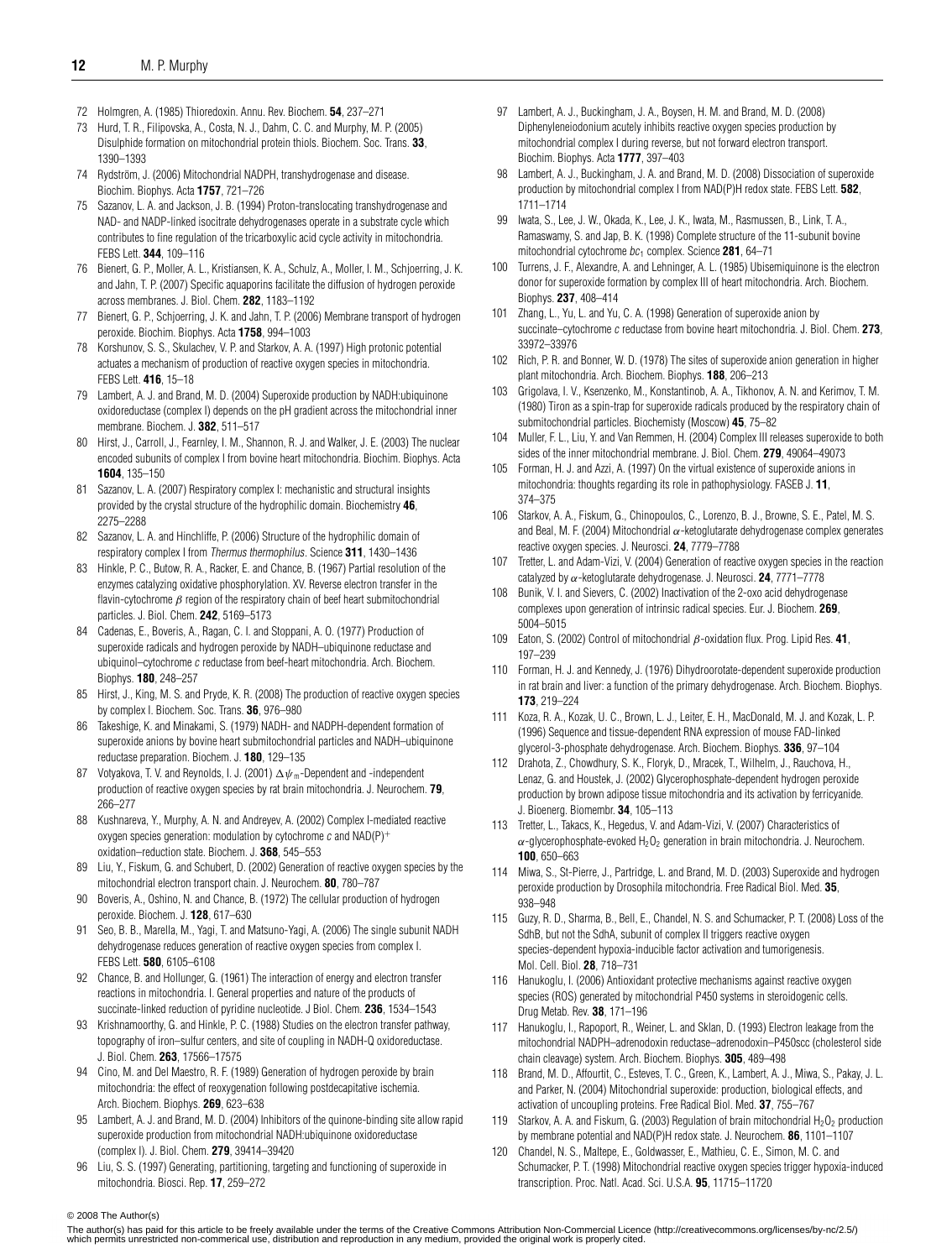72 Holmgren, A. (1985) Thioredoxin. Annu. Rev. Biochem. **54**, 237–271

73 Hurd, T. R., Filipovska, A., Costa, N. J., Dahm, C. C. and Murphy, M. P. (2005) Disulphide formation on mitochondrial protein thiols. Biochem. Soc. Trans. **33**, 1390–1393

74 Rydström, J. (2006) Mitochondrial NADPH, transhydrogenase and disease. Biochim. Biophys. Acta **1757**, 721–726

75 Sazanov, L. A. and Jackson, J. B. (1994) Proton-translocating transhydrogenase and NAD- and NADP-linked isocitrate dehydrogenases operate in a substrate cycle which contributes to fine regulation of the tricarboxylic acid cycle activity in mitochondria. FEBS Lett. **344**, 109–116

76 Bienert, G. P., Moller, A. L., Kristiansen, K. A., Schulz, A., Moller, I. M., Schjoerring, J. K. and Jahn, T. P. (2007) Specific aquaporins facilitate the diffusion of hydrogen peroxide across membranes. J. Biol. Chem. **282**, 1183–1192

77 Bienert, G. P., Schjoerring, J. K. and Jahn, T. P. (2006) Membrane transport of hydrogen peroxide. Biochim. Biophys. Acta **1758**, 994–1003

78 Korshunov, S. S., Skulachev, V. P. and Starkov, A. A. (1997) High protonic potential actuates a mechanism of production of reactive oxygen species in mitochondria. FEBS Lett. **416**, 15–18

79 Lambert, A. J. and Brand, M. D. (2004) Superoxide production by NADH:ubiquinone oxidoreductase (complex I) depends on the pH gradient across the mitochondrial inner membrane. Biochem. J. **382**, 511–517

80 Hirst, J., Carroll, J., Fearnley, I. M., Shannon, R. J. and Walker, J. E. (2003) The nuclear encoded subunits of complex I from bovine heart mitochondria. Biochim. Biophys. Acta **1604**, 135–150

81 Sazanov, L. A. (2007) Respiratory complex I: mechanistic and structural insights provided by the crystal structure of the hydrophilic domain. Biochemistry **46**, 2275–2288

82 Sazanov, L. A. and Hinchliffe, P. (2006) Structure of the hydrophilic domain of respiratory complex I from *Thermus thermophilus*. Science **311**, 1430–1436

83 Hinkle, P. C., Butow, R. A., Racker, E. and Chance, B. (1967) Partial resolution of the enzymes catalyzing oxidative phosphorylation. XV. Reverse electron transfer in the flavin-cytochrome $\beta$ region of the respiratory chain of beef heart submitochondrial particles. J. Biol. Chem. **242**, 5169–5173

84 Cadenas, E., Boveris, A., Ragan, C. I. and Stoppani, A. O. (1977) Production of superoxide radicals and hydrogen peroxide by NADH–ubiquinone reductase and ubiquinol–cytochrome *c* reductase from beef-heart mitochondria. Arch. Biochem. Biophys. **180**, 248–257

85 Hirst, J., King, M. S. and Pryde, K. R. (2008) The production of reactive oxygen species by complex I. Biochem. Soc. Trans. **36**, 976–980

86 Takeshige, K. and Minakami, S. (1979) NADH- and NADPH-dependent formation of superoxide anions by bovine heart submitochondrial particles and NADH–ubiquinone reductase preparation. Biochem. J. **180**, 129–135

87 Votyakova, T. V. and Reynolds, I. J. (2001) $\Delta\psi_m$-Dependent and -independent production of reactive oxygen species by rat brain mitochondria. J. Neurochem. **79**, 266–277

88 Kushnareva, Y., Murphy, A. N. and Andreyev, A. (2002) Complex I-mediated reactive oxygen species generation: modulation by cytochrome *c* and $NAD(P)^+$ oxidation–reduction state. Biochem. J. **368**, 545–553

89 Liu, Y., Fiskum, G. and Schubert, D. (2002) Generation of reactive oxygen species by the mitochondrial electron transport chain. J. Neurochem. **80**, 780–787

90 Boveris, A., Oshino, N. and Chance, B. (1972) The cellular production of hydrogen peroxide. Biochem. J. **128**, 617–630

91 Seo, B. B., Marella, M., Yagi, T. and Matsuno-Yagi, A. (2006) The single subunit NADH dehydrogenase reduces generation of reactive oxygen species from complex I. FEBS Lett. **580**, 6105–6108

92 Chance, B. and Hollunger, G. (1961) The interaction of energy and electron transfer reactions in mitochondria. I. General properties and nature of the products of succinate-linked reduction of pyridine nucleotide. J Biol. Chem. **236**, 1534–1543

93 Krishnamoorthy, G. and Hinkle, P. C. (1988) Studies on the electron transfer pathway, topography of iron–sulfur centers, and site of coupling in NADH-Q oxidoreductase. J. Biol. Chem. **263**, 17566–17575

94 Cino, M. and Del Maestro, R. F. (1989) Generation of hydrogen peroxide by brain mitochondria: the effect of reoxygenation following postdecapitative ischemia. Arch. Biochem. Biophys. **269**, 623–638

95 Lambert, A. J. and Brand, M. D. (2004) Inhibitors of the quinone-binding site allow rapid superoxide production from mitochondrial NADH:ubiquinone oxidoreductase (complex I). J. Biol. Chem. **279**, 39414–39420

96 Liu, S. S. (1997) Generating, partitioning, targeting and functioning of superoxide in mitochondria. Biosci. Rep. **17**, 259–272

97 Lambert, A. J., Buckingham, J. A., Boysen, H. M. and Brand, M. D. (2008) Diphenyleneiodonium acutely inhibits reactive oxygen species production by mitochondrial complex I during reverse, but not forward electron transport. Biochim. Biophys. Acta **1777**, 397–403

98 Lambert, A. J., Buckingham, J. A. and Brand, M. D. (2008) Dissociation of superoxide production by mitochondrial complex I from NAD(P)H redox state. FEBS Lett. **582**, 1711–1714

99 Iwata, S., Lee, J. W., Okada, K., Lee, J. K., Iwata, M., Rasmussen, B., Link, T. A., Ramaswamy, S. and Jap, B. K. (1998) Complete structure of the 11-subunit bovine mitochondrial cytochrome $bc_1$ complex. Science **281**, 64–71

100 Turrens, J. F., Alexandre, A. and Lehninger, A. L. (1985) Ubisemiquinone is the electron donor for superoxide formation by complex III of heart mitochondria. Arch. Biochem. Biophys. **237**, 408–414

101 Zhang, L., Yu, L. and Yu, C. A. (1998) Generation of superoxide anion by succinate–cytochrome *c* reductase from bovine heart mitochondria. J. Biol. Chem. **273**, 33972–33976

102 Rich, P. R. and Bonner, W. D. (1978) The sites of superoxide anion generation in higher plant mitochondria. Arch. Biochem. Biophys. **188**, 206–213

103 Grigolava, I. V., Ksenzenko, M., Konstantinob, A. A., Tikhonov, A. N. and Kerimov, T. M. (1980) Tiron as a spin-trap for superoxide radicals produced by the respiratory chain of submitochondrial particles. Biochemisty (Moscow) **45**, 75–82

104 Muller, F. L., Liu, Y. and Van Remmen, H. (2004) Complex III releases superoxide to both sides of the inner mitochondrial membrane. J. Biol. Chem. **279**, 49064–49073

105 Forman, H. J. and Azzi, A. (1997) On the virtual existence of superoxide anions in mitochondria: thoughts regarding its role in pathophysiology. FASEB J. **11**, 374–375

106 Starkov, A. A., Fiskum, G., Chinopoulos, C., Lorenzo, B. J., Browne, S. E., Patel, M. S. and Beal, M. F. (2004) Mitochondrial $\alpha$-ketoglutarate dehydrogenase complex generates reactive oxygen species. J. Neurosci. **24**, 7779–7788

107 Tretter, L. and Adam-Vizi, V. (2004) Generation of reactive oxygen species in the reaction catalyzed by $\alpha$-ketoglutarate dehydrogenase. J. Neurosci. **24**, 7771–7778

108 Bunik, V. I. and Sievers, C. (2002) Inactivation of the 2-oxo acid dehydrogenase complexes upon generation of intrinsic radical species. Eur. J. Biochem. **269**, 5004–5015

109 Eaton, S. (2002) Control of mitochondrial $\beta$-oxidation flux. Prog. Lipid Res. **41**, 197–239

110 Forman, H. J. and Kennedy, J. (1976) Dihydroorotate-dependent superoxide production in rat brain and liver: a function of the primary dehydrogenase. Arch. Biochem. Biophys. **173**, 219–224

111 Koza, R. A., Kozak, U. C., Brown, L. J., Leiter, E. H., MacDonald, M. J. and Kozak, L. P. (1996) Sequence and tissue-dependent RNA expression of mouse FAD-linked glycerol-3-phosphate dehydrogenase. Arch. Biochem. Biophys. **336**, 97–104

112 Drahota, Z., Chowdhury, S. K., Floryk, D., Mracek, T., Wilhelm, J., Rauchova, H., Lenaz, G. and Houstek, J. (2002) Glycerophosphate-dependent hydrogen peroxide production by brown adipose tissue mitochondria and its activation by ferricyanide. J. Bioenerg. Biomembr. **34**, 105–113

113 Tretter, L., Takacs, K., Hegedus, V. and Adam-Vizi, V. (2007) Characteristics of $\alpha$-glycerophosphate-evoked $H_2O_2$ generation in brain mitochondria. J. Neurochem. **100**, 650–663

114 Miwa, S., St-Pierre, J., Partridge, L. and Brand, M. D. (2003) Superoxide and hydrogen peroxide production by Drosophila mitochondria. Free Radical Biol. Med. **35**, 938–948

115 Guzy, R. D., Sharma, B., Bell, E., Chandel, N. S. and Schumacker, P. T. (2008) Loss of the SdhB, but not the SdhA, subunit of complex II triggers reactive oxygen species-dependent hypoxia-inducible factor activation and tumorigenesis. Mol. Cell. Biol. **28**, 718–731

116 Hanukoglu, I. (2006) Antioxidant protective mechanisms against reactive oxygen species (ROS) generated by mitochondrial P450 systems in steroidogenic cells. Drug Metab. Rev. **38**, 171–196

117 Hanukoglu, I., Rapoport, R., Weiner, L. and Sklan, D. (1993) Electron leakage from the mitochondrial NADPH–adrenodoxin reductase–adrenodoxin–P450scc (cholesterol side chain cleavage) system. Arch. Biochem. Biophys. **305**, 489–498

118 Brand, M. D., Affourtit, C., Esteves, T. C., Green, K., Lambert, A. J., Miwa, S., Pakay, J. L. and Parker, N. (2004) Mitochondrial superoxide: production, biological effects, and activation of uncoupling proteins. Free Radical Biol. Med. **37**, 755–767

119 Starkov, A. A. and Fiskum, G. (2003) Regulation of brain mitochondrial $H_2O_2$ production by membrane potential and NAD(P)H redox state. J. Neurochem. **86**, 1101–1107

120 Chandel, N. S., Maltepe, E., Goldwasser, E., Mathieu, C. E., Simon, M. C. and Schumacker, P. T. (1998) Mitochondrial reactive oxygen species trigger hypoxia-induced transcription. Proc. Natl. Acad. Sci. U.S.A. **95**, 11715–11720

© 2008 The Author(s)

The author(s) has paid for this article to be freely available under the terms of the Creative Commons Attribution Non-Commercial Licence (http://creativecommons.org/licenses/by-nc/2.5/) which permits unrestricted non-commerical use, distribution and reproduction in any medium, provided the original work is properly cited.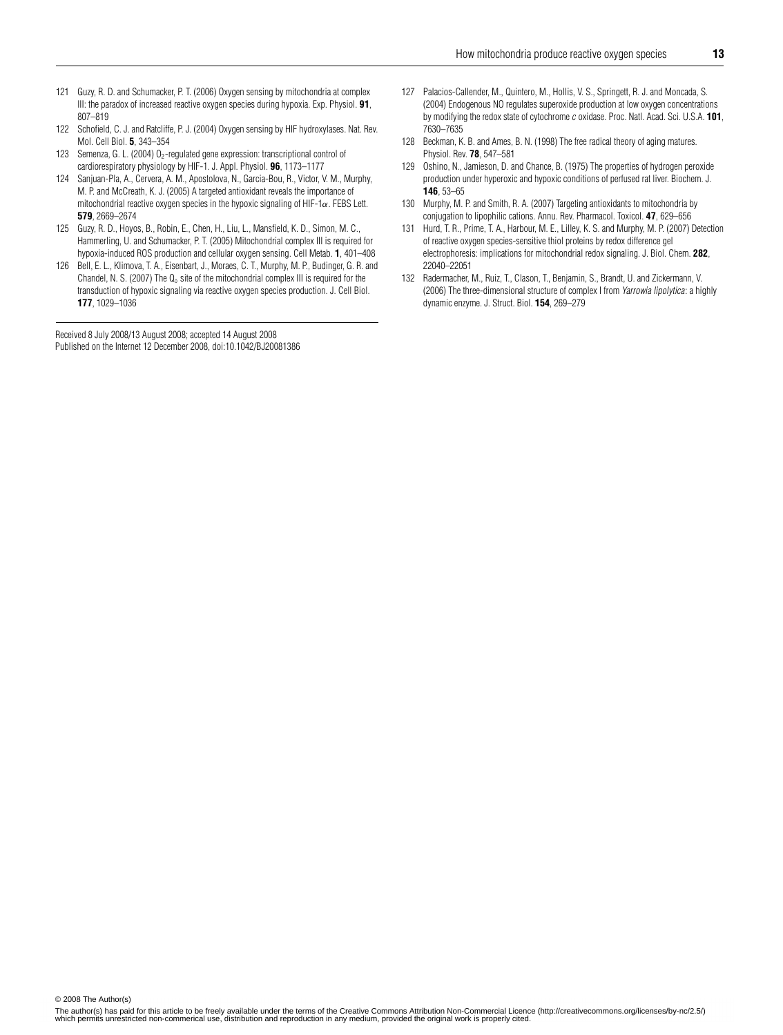121 Guzy, R. D. and Schumacker, P. T. (2006) Oxygen sensing by mitochondria at complex III: the paradox of increased reactive oxygen species during hypoxia. Exp. Physiol. **91**, 807–819

122 Schofield, C. J. and Ratcliffe, P. J. (2004) Oxygen sensing by HIF hydroxylases. Nat. Rev. Mol. Cell Biol. **5**, 343–354

123 Semenza, G. L. (2004) $O_2$-regulated gene expression: transcriptional control of cardiorespiratory physiology by HIF-1. J. Appl. Physiol. **96**, 1173–1177

124 Sanjuan-Pla, A., Cervera, A. M., Apostolova, N., Garcia-Bou, R., Victor, V. M., Murphy, M. P. and McCreath, K. J. (2005) A targeted antioxidant reveals the importance of mitochondrial reactive oxygen species in the hypoxic signaling of HIF-1$\alpha$. FEBS Lett. **579**, 2669–2674

125 Guzy, R. D., Hoyos, B., Robin, E., Chen, H., Liu, L., Mansfield, K. D., Simon, M. C., Hammerling, U. and Schumacker, P. T. (2005) Mitochondrial complex III is required for hypoxia-induced ROS production and cellular oxygen sensing. Cell Metab. **1**, 401–408

126 Bell, E. L., Klimova, T. A., Eisenbart, J., Moraes, C. T., Murphy, M. P., Budinger, G. R. and Chandel, N. S. (2007) The $Q_o$ site of the mitochondrial complex III is required for the transduction of hypoxic signaling via reactive oxygen species production. J. Cell Biol. **177**, 1029–1036

127 Palacios-Callender, M., Quintero, M., Hollis, V. S., Springett, R. J. and Moncada, S. (2004) Endogenous NO regulates superoxide production at low oxygen concentrations by modifying the redox state of cytochrome *c* oxidase. Proc. Natl. Acad. Sci. U.S.A. **101**, 7630–7635

128 Beckman, K. B. and Ames, B. N. (1998) The free radical theory of aging matures. Physiol. Rev. **78**, 547–581

129 Oshino, N., Jamieson, D. and Chance, B. (1975) The properties of hydrogen peroxide production under hyperoxic and hypoxic conditions of perfused rat liver. Biochem. J. **146**, 53–65

130 Murphy, M. P. and Smith, R. A. (2007) Targeting antioxidants to mitochondria by conjugation to lipophilic cations. Annu. Rev. Pharmacol. Toxicol. **47**, 629–656

131 Hurd, T. R., Prime, T. A., Harbour, M. E., Lilley, K. S. and Murphy, M. P. (2007) Detection of reactive oxygen species-sensitive thiol proteins by redox difference gel electrophoresis: implications for mitochondrial redox signaling. J. Biol. Chem. **282**, 22040–22051

132 Radermacher, M., Ruiz, T., Clason, T., Benjamin, S., Brandt, U. and Zickermann, V. (2006) The three-dimensional structure of complex I from *Yarrowia lipolytica*: a highly dynamic enzyme. J. Struct. Biol. **154**, 269–279

Received 8 July 2008/13 August 2008; accepted 14 August 2008
Published on the Internet 12 December 2008, doi:10.1042/BJ20081386

© 2008 The Author(s)

The author(s) has paid for this article to be freely available under the terms of the Creative Commons Attribution Non-Commercial Licence (http://creativecommons.org/licenses/by-nc/2.5/) which permits unrestricted non-commerical use, distribution and reproduction in any medium, provided the original work is properly cited.